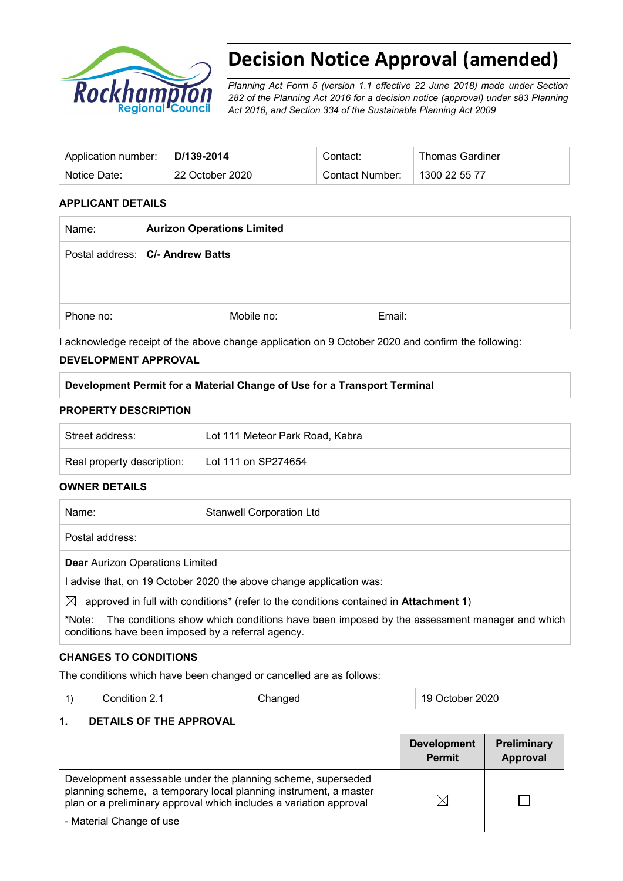# Decision Notice Approval (amended)

*Planning Act Form 5 (version 1.1 effective 22 June 2018) made under Section 282 of the Planning Act 2016 for a decision notice (approval) under s83 Planning Act 2016, and Section 334 of the Sustainable Planning Act 2009*

| Application number: | **D/139-2014** | Contact: | Thomas Gardiner |
|---|---|---|---|
| Notice Date: | 22 October 2020 | Contact Number: | 1300 22 55 77 |

## APPLICANT DETAILS

| Name: | **Aurizon Operations Limited** | |
|---|---|---|
| Postal address: | **C/- Andrew Batts** | |
| Phone no: | Mobile no: | Email: |

I acknowledge receipt of the above change application on 9 October 2020 and confirm the following:

## DEVELOPMENT APPROVAL

**Development Permit for a Material Change of Use for a Transport Terminal**

## PROPERTY DESCRIPTION

| Street address: | Lot 111 Meteor Park Road, Kabra |
|---|---|
| Real property description: | Lot 111 on SP274654 |

## OWNER DETAILS

| Name: | Stanwell Corporation Ltd |
|---|---|
| Postal address: | |

**Dear** Aurizon Operations Limited

I advise that, on 19 October 2020 the above change application was:

☒ approved in full with conditions* (refer to the conditions contained in **Attachment 1**)

*Note: The conditions show which conditions have been imposed by the assessment manager and which conditions have been imposed by a referral agency.

## CHANGES TO CONDITIONS

The conditions which have been changed or cancelled are as follows:

| 1) Condition 2.1 | Changed | 19 October 2020 |
|---|---|---|

## 1. DETAILS OF THE APPROVAL

| | Development Permit | Preliminary Approval |
|---|---|---|
| Development assessable under the planning scheme, superseded planning scheme, a temporary local planning instrument, a master plan or a preliminary approval which includes a variation approval<br>- Material Change of use | ☒ | ☐ |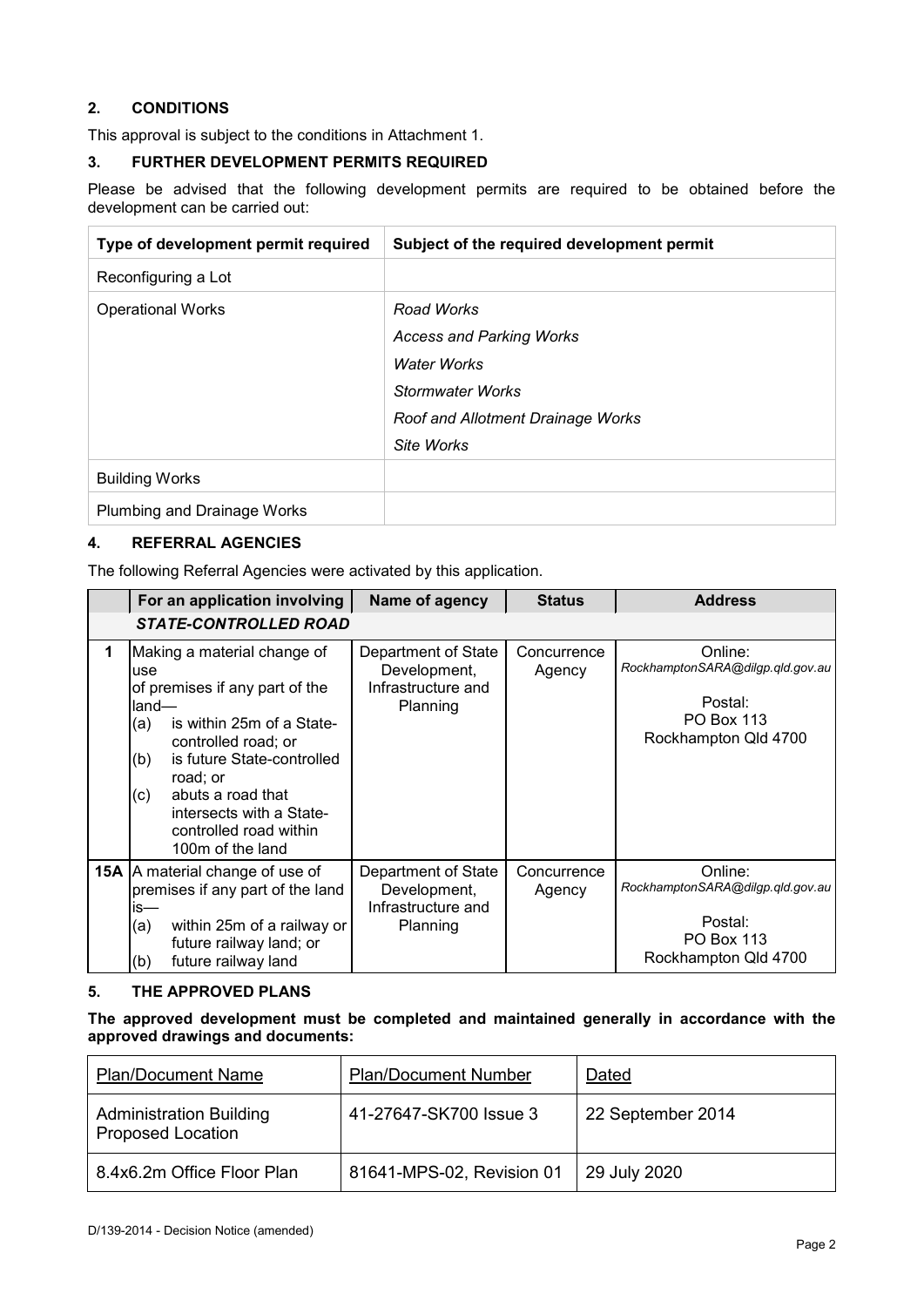## 2. CONDITIONS

This approval is subject to the conditions in Attachment 1.

## 3. FURTHER DEVELOPMENT PERMITS REQUIRED

Please be advised that the following development permits are required to be obtained before the development can be carried out:

| Type of development permit required | Subject of the required development permit |
|---|---|
| Reconfiguring a Lot | |
| Operational Works | *Road Works*<br>*Access and Parking Works*<br>*Water Works*<br>*Stormwater Works*<br>*Roof and Allotment Drainage Works*<br>*Site Works* |
| Building Works | |
| Plumbing and Drainage Works | |

## 4. REFERRAL AGENCIES

The following Referral Agencies were activated by this application.

| | For an application involving | Name of agency | Status | Address |
|---|---|---|---|---|
| | ***STATE-CONTROLLED ROAD*** | | | |
| **1** | Making a material change of use of premises if any part of the land—<br>(a) is within 25m of a State-controlled road; or<br>(b) is future State-controlled road; or<br>(c) abuts a road that intersects with a State-controlled road within 100m of the land | Department of State Development, Infrastructure and Planning | Concurrence Agency | Online: *RockhamptonSARA@dilgp.qld.gov.au*<br>Postal: PO Box 113 Rockhampton Qld 4700 |
| **15A** | A material change of use of premises if any part of the land is—<br>(a) within 25m of a railway or future railway land; or<br>(b) future railway land | Department of State Development, Infrastructure and Planning | Concurrence Agency | Online: *RockhamptonSARA@dilgp.qld.gov.au*<br>Postal: PO Box 113 Rockhampton Qld 4700 |

## 5. THE APPROVED PLANS

**The approved development must be completed and maintained generally in accordance with the approved drawings and documents:**

| Plan/Document Name | Plan/Document Number | Dated |
|---|---|---|
| Administration Building Proposed Location | 41-27647-SK700 Issue 3 | 22 September 2014 |
| 8.4x6.2m Office Floor Plan | 81641-MPS-02, Revision 01 | 29 July 2020 |

D/139-2014 - Decision Notice (amended)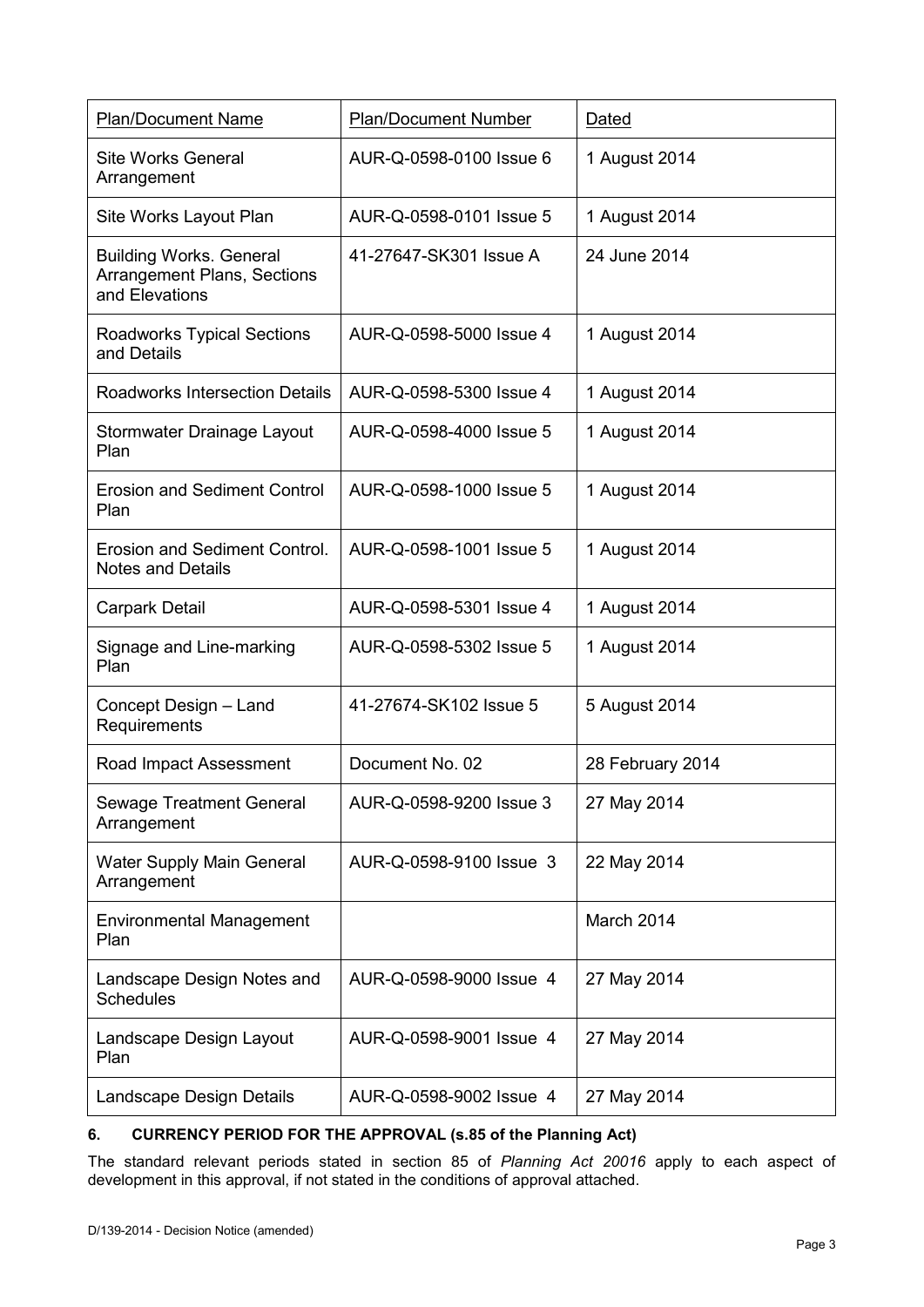| Plan/Document Name | Plan/Document Number | Dated |
|---|---|---|
| Site Works General Arrangement | AUR-Q-0598-0100 Issue 6 | 1 August 2014 |
| Site Works Layout Plan | AUR-Q-0598-0101 Issue 5 | 1 August 2014 |
| Building Works. General Arrangement Plans, Sections and Elevations | 41-27647-SK301 Issue A | 24 June 2014 |
| Roadworks Typical Sections and Details | AUR-Q-0598-5000 Issue 4 | 1 August 2014 |
| Roadworks Intersection Details | AUR-Q-0598-5300 Issue 4 | 1 August 2014 |
| Stormwater Drainage Layout Plan | AUR-Q-0598-4000 Issue 5 | 1 August 2014 |
| Erosion and Sediment Control Plan | AUR-Q-0598-1000 Issue 5 | 1 August 2014 |
| Erosion and Sediment Control. Notes and Details | AUR-Q-0598-1001 Issue 5 | 1 August 2014 |
| Carpark Detail | AUR-Q-0598-5301 Issue 4 | 1 August 2014 |
| Signage and Line-marking Plan | AUR-Q-0598-5302 Issue 5 | 1 August 2014 |
| Concept Design – Land Requirements | 41-27674-SK102 Issue 5 | 5 August 2014 |
| Road Impact Assessment | Document No. 02 | 28 February 2014 |
| Sewage Treatment General Arrangement | AUR-Q-0598-9200 Issue 3 | 27 May 2014 |
| Water Supply Main General Arrangement | AUR-Q-0598-9100 Issue 3 | 22 May 2014 |
| Environmental Management Plan | | March 2014 |
| Landscape Design Notes and Schedules | AUR-Q-0598-9000 Issue 4 | 27 May 2014 |
| Landscape Design Layout Plan | AUR-Q-0598-9001 Issue 4 | 27 May 2014 |
| Landscape Design Details | AUR-Q-0598-9002 Issue 4 | 27 May 2014 |

## 6. CURRENCY PERIOD FOR THE APPROVAL (s.85 of the Planning Act)

The standard relevant periods stated in section 85 of *Planning Act 20016* apply to each aspect of development in this approval, if not stated in the conditions of approval attached.

D/139-2014 - Decision Notice (amended)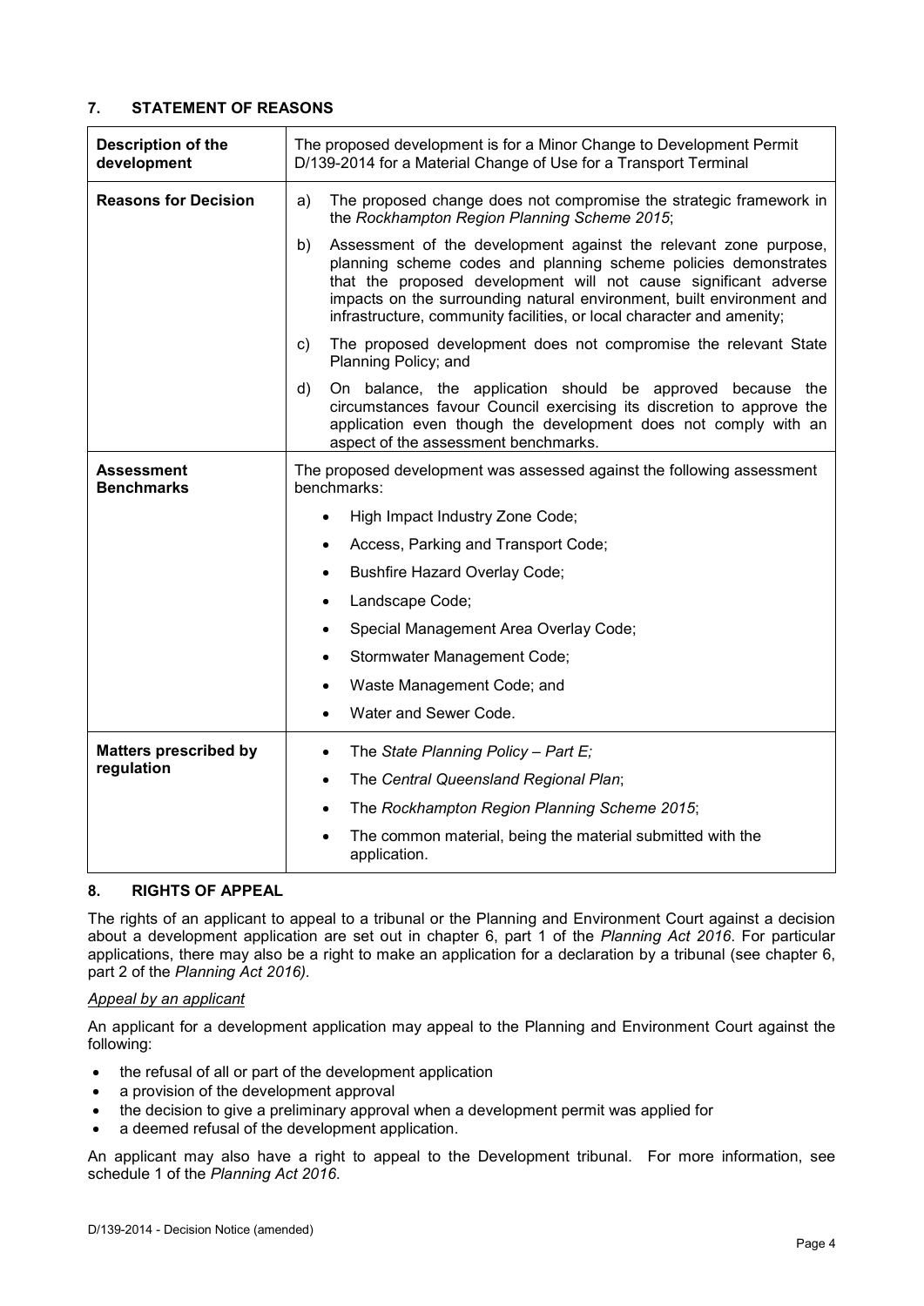## 7. STATEMENT OF REASONS

| **Description of the development** | The proposed development is for a Minor Change to Development Permit D/139-2014 for a Material Change of Use for a Transport Terminal |
|---|---|
| **Reasons for Decision** | a) The proposed change does not compromise the strategic framework in the *Rockhampton Region Planning Scheme 2015*;<br>b) Assessment of the development against the relevant zone purpose, planning scheme codes and planning scheme policies demonstrates that the proposed development will not cause significant adverse impacts on the surrounding natural environment, built environment and infrastructure, community facilities, or local character and amenity;<br>c) The proposed development does not compromise the relevant State Planning Policy; and<br>d) On balance, the application should be approved because the circumstances favour Council exercising its discretion to approve the application even though the development does not comply with an aspect of the assessment benchmarks. |
| **Assessment Benchmarks** | The proposed development was assessed against the following assessment benchmarks:<br>• High Impact Industry Zone Code;<br>• Access, Parking and Transport Code;<br>• Bushfire Hazard Overlay Code;<br>• Landscape Code;<br>• Special Management Area Overlay Code;<br>• Stormwater Management Code;<br>• Waste Management Code; and<br>• Water and Sewer Code. |
| **Matters prescribed by regulation** | • The *State Planning Policy – Part E;*<br>• The *Central Queensland Regional Plan*;<br>• The *Rockhampton Region Planning Scheme 2015*;<br>• The common material, being the material submitted with the application. |

## 8. RIGHTS OF APPEAL

The rights of an applicant to appeal to a tribunal or the Planning and Environment Court against a decision about a development application are set out in chapter 6, part 1 of the *Planning Act 2016*. For particular applications, there may also be a right to make an application for a declaration by a tribunal (see chapter 6, part 2 of the *Planning Act 2016).*

*Appeal by an applicant*

An applicant for a development application may appeal to the Planning and Environment Court against the following:

- the refusal of all or part of the development application
- a provision of the development approval
- the decision to give a preliminary approval when a development permit was applied for
- a deemed refusal of the development application.

An applicant may also have a right to appeal to the Development tribunal. For more information, see schedule 1 of the *Planning Act 2016*.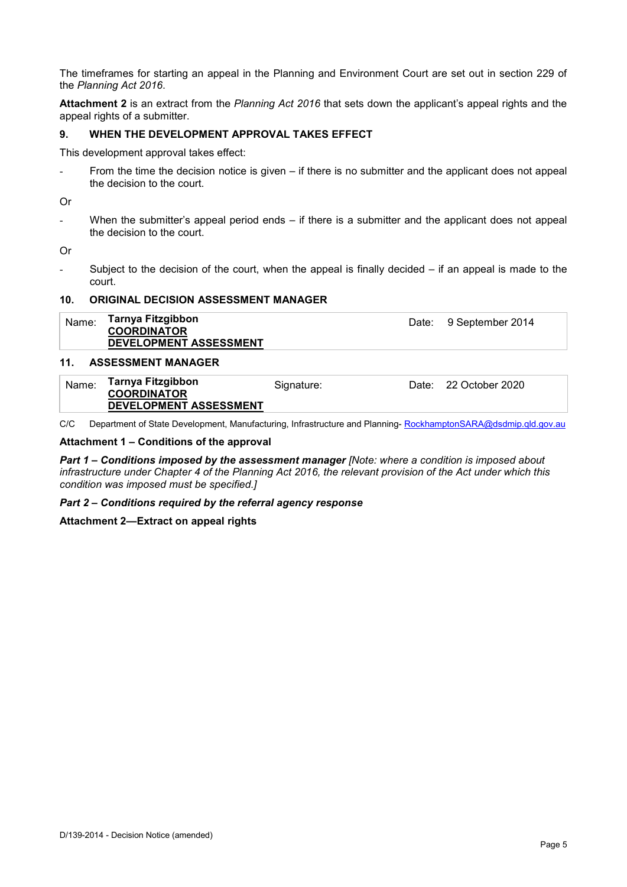The timeframes for starting an appeal in the Planning and Environment Court are set out in section 229 of the *Planning Act 2016*.

**Attachment 2** is an extract from the *Planning Act 2016* that sets down the applicant's appeal rights and the appeal rights of a submitter.

## 9. WHEN THE DEVELOPMENT APPROVAL TAKES EFFECT

This development approval takes effect:

- From the time the decision notice is given – if there is no submitter and the applicant does not appeal the decision to the court.

Or

- When the submitter's appeal period ends – if there is a submitter and the applicant does not appeal the decision to the court.

Or

- Subject to the decision of the court, when the appeal is finally decided – if an appeal is made to the court.

## 10. ORIGINAL DECISION ASSESSMENT MANAGER

| Name: | **Tarnya Fitzgibbon** **COORDINATOR** **DEVELOPMENT ASSESSMENT** | Date: | 9 September 2014 |
|---|---|---|---|

## 11. ASSESSMENT MANAGER

| Name: | **Tarnya Fitzgibbon** **COORDINATOR** **DEVELOPMENT ASSESSMENT** | Signature: | Date: | 22 October 2020 |
|---|---|---|---|---|

C/C Department of State Development, Manufacturing, Infrastructure and Planning- RockhamptonSARA@dsdmip.qld.gov.au

**Attachment 1 – Conditions of the approval**

***Part 1 – Conditions imposed by the assessment manager*** *[Note: where a condition is imposed about infrastructure under Chapter 4 of the Planning Act 2016, the relevant provision of the Act under which this condition was imposed must be specified.]*

***Part 2 – Conditions required by the referral agency response***

**Attachment 2—Extract on appeal rights**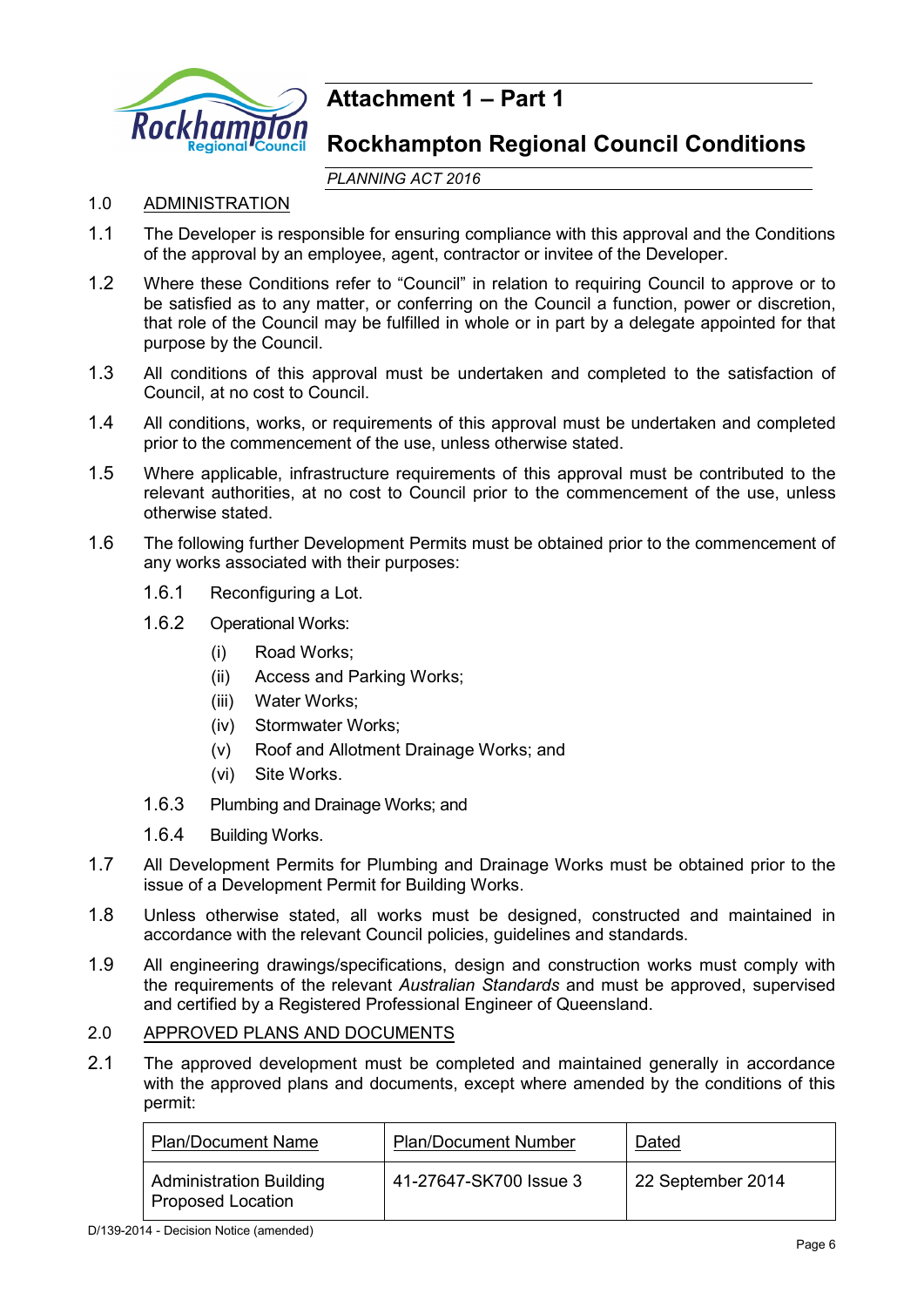# Attachment 1 – Part 1

# Rockhampton Regional Council Conditions

*PLANNING ACT 2016*

1.0 ADMINISTRATION

1.1 The Developer is responsible for ensuring compliance with this approval and the Conditions of the approval by an employee, agent, contractor or invitee of the Developer.

1.2 Where these Conditions refer to "Council" in relation to requiring Council to approve or to be satisfied as to any matter, or conferring on the Council a function, power or discretion, that role of the Council may be fulfilled in whole or in part by a delegate appointed for that purpose by the Council.

1.3 All conditions of this approval must be undertaken and completed to the satisfaction of Council, at no cost to Council.

1.4 All conditions, works, or requirements of this approval must be undertaken and completed prior to the commencement of the use, unless otherwise stated.

1.5 Where applicable, infrastructure requirements of this approval must be contributed to the relevant authorities, at no cost to Council prior to the commencement of the use, unless otherwise stated.

1.6 The following further Development Permits must be obtained prior to the commencement of any works associated with their purposes:

1.6.1 Reconfiguring a Lot.

1.6.2 Operational Works:

(i) Road Works;

(ii) Access and Parking Works;

(iii) Water Works;

(iv) Stormwater Works;

(v) Roof and Allotment Drainage Works; and

(vi) Site Works.

1.6.3 Plumbing and Drainage Works; and

1.6.4 Building Works.

1.7 All Development Permits for Plumbing and Drainage Works must be obtained prior to the issue of a Development Permit for Building Works.

1.8 Unless otherwise stated, all works must be designed, constructed and maintained in accordance with the relevant Council policies, guidelines and standards.

1.9 All engineering drawings/specifications, design and construction works must comply with the requirements of the relevant *Australian Standards* and must be approved, supervised and certified by a Registered Professional Engineer of Queensland.

2.0 APPROVED PLANS AND DOCUMENTS

2.1 The approved development must be completed and maintained generally in accordance with the approved plans and documents, except where amended by the conditions of this permit:

| Plan/Document Name | Plan/Document Number | Dated |
|---|---|---|
| Administration Building Proposed Location | 41-27647-SK700 Issue 3 | 22 September 2014 |

D/139-2014 - Decision Notice (amended)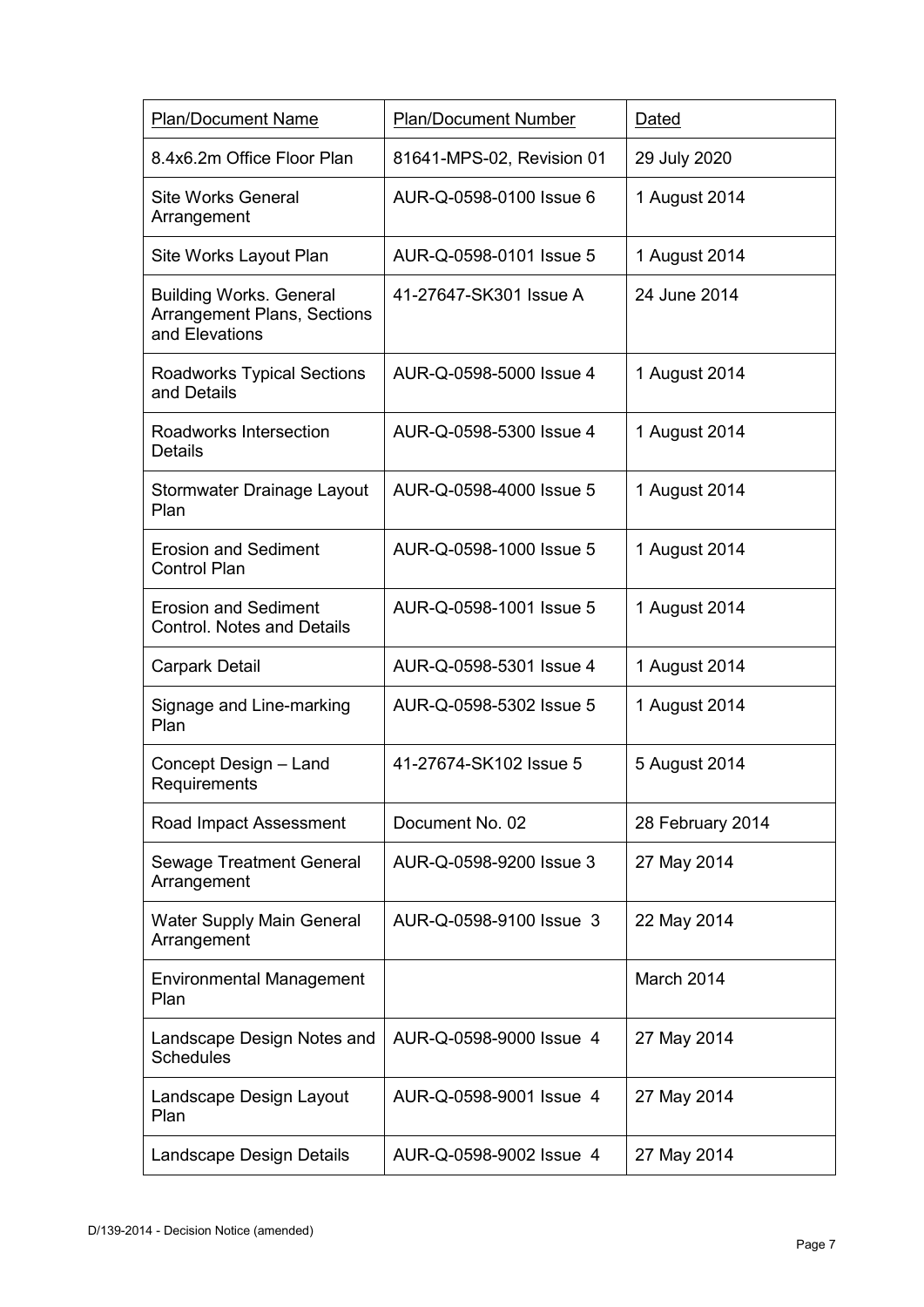| Plan/Document Name | Plan/Document Number | Dated |
|---|---|---|
| 8.4x6.2m Office Floor Plan | 81641-MPS-02, Revision 01 | 29 July 2020 |
| Site Works General Arrangement | AUR-Q-0598-0100 Issue 6 | 1 August 2014 |
| Site Works Layout Plan | AUR-Q-0598-0101 Issue 5 | 1 August 2014 |
| Building Works. General Arrangement Plans, Sections and Elevations | 41-27647-SK301 Issue A | 24 June 2014 |
| Roadworks Typical Sections and Details | AUR-Q-0598-5000 Issue 4 | 1 August 2014 |
| Roadworks Intersection Details | AUR-Q-0598-5300 Issue 4 | 1 August 2014 |
| Stormwater Drainage Layout Plan | AUR-Q-0598-4000 Issue 5 | 1 August 2014 |
| Erosion and Sediment Control Plan | AUR-Q-0598-1000 Issue 5 | 1 August 2014 |
| Erosion and Sediment Control. Notes and Details | AUR-Q-0598-1001 Issue 5 | 1 August 2014 |
| Carpark Detail | AUR-Q-0598-5301 Issue 4 | 1 August 2014 |
| Signage and Line-marking Plan | AUR-Q-0598-5302 Issue 5 | 1 August 2014 |
| Concept Design – Land Requirements | 41-27674-SK102 Issue 5 | 5 August 2014 |
| Road Impact Assessment | Document No. 02 | 28 February 2014 |
| Sewage Treatment General Arrangement | AUR-Q-0598-9200 Issue 3 | 27 May 2014 |
| Water Supply Main General Arrangement | AUR-Q-0598-9100 Issue 3 | 22 May 2014 |
| Environmental Management Plan | | March 2014 |
| Landscape Design Notes and Schedules | AUR-Q-0598-9000 Issue 4 | 27 May 2014 |
| Landscape Design Layout Plan | AUR-Q-0598-9001 Issue 4 | 27 May 2014 |
| Landscape Design Details | AUR-Q-0598-9002 Issue 4 | 27 May 2014 |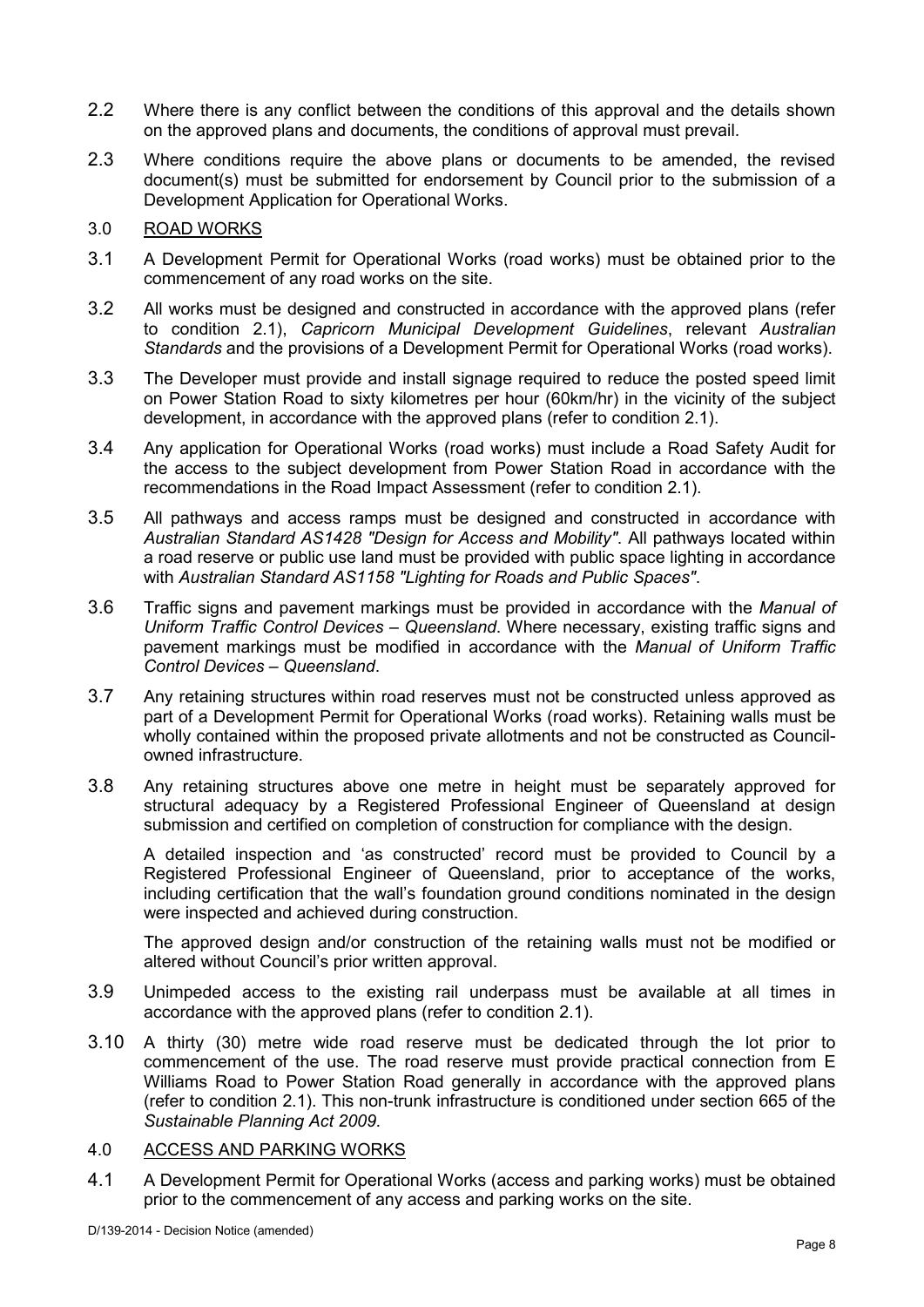2.2 Where there is any conflict between the conditions of this approval and the details shown on the approved plans and documents, the conditions of approval must prevail.

2.3 Where conditions require the above plans or documents to be amended, the revised document(s) must be submitted for endorsement by Council prior to the submission of a Development Application for Operational Works.

3.0 ROAD WORKS

3.1 A Development Permit for Operational Works (road works) must be obtained prior to the commencement of any road works on the site.

3.2 All works must be designed and constructed in accordance with the approved plans (refer to condition 2.1), *Capricorn Municipal Development Guidelines*, relevant *Australian Standards* and the provisions of a Development Permit for Operational Works (road works).

3.3 The Developer must provide and install signage required to reduce the posted speed limit on Power Station Road to sixty kilometres per hour (60km/hr) in the vicinity of the subject development, in accordance with the approved plans (refer to condition 2.1).

3.4 Any application for Operational Works (road works) must include a Road Safety Audit for the access to the subject development from Power Station Road in accordance with the recommendations in the Road Impact Assessment (refer to condition 2.1).

3.5 All pathways and access ramps must be designed and constructed in accordance with *Australian Standard AS1428 "Design for Access and Mobility"*. All pathways located within a road reserve or public use land must be provided with public space lighting in accordance with *Australian Standard AS1158 "Lighting for Roads and Public Spaces"*.

3.6 Traffic signs and pavement markings must be provided in accordance with the *Manual of Uniform Traffic Control Devices – Queensland*. Where necessary, existing traffic signs and pavement markings must be modified in accordance with the *Manual of Uniform Traffic Control Devices – Queensland*.

3.7 Any retaining structures within road reserves must not be constructed unless approved as part of a Development Permit for Operational Works (road works). Retaining walls must be wholly contained within the proposed private allotments and not be constructed as Council-owned infrastructure.

3.8 Any retaining structures above one metre in height must be separately approved for structural adequacy by a Registered Professional Engineer of Queensland at design submission and certified on completion of construction for compliance with the design.

A detailed inspection and 'as constructed' record must be provided to Council by a Registered Professional Engineer of Queensland, prior to acceptance of the works, including certification that the wall's foundation ground conditions nominated in the design were inspected and achieved during construction.

The approved design and/or construction of the retaining walls must not be modified or altered without Council's prior written approval.

3.9 Unimpeded access to the existing rail underpass must be available at all times in accordance with the approved plans (refer to condition 2.1).

3.10 A thirty (30) metre wide road reserve must be dedicated through the lot prior to commencement of the use. The road reserve must provide practical connection from E Williams Road to Power Station Road generally in accordance with the approved plans (refer to condition 2.1). This non-trunk infrastructure is conditioned under section 665 of the *Sustainable Planning Act 2009*.

4.0 ACCESS AND PARKING WORKS

4.1 A Development Permit for Operational Works (access and parking works) must be obtained prior to the commencement of any access and parking works on the site.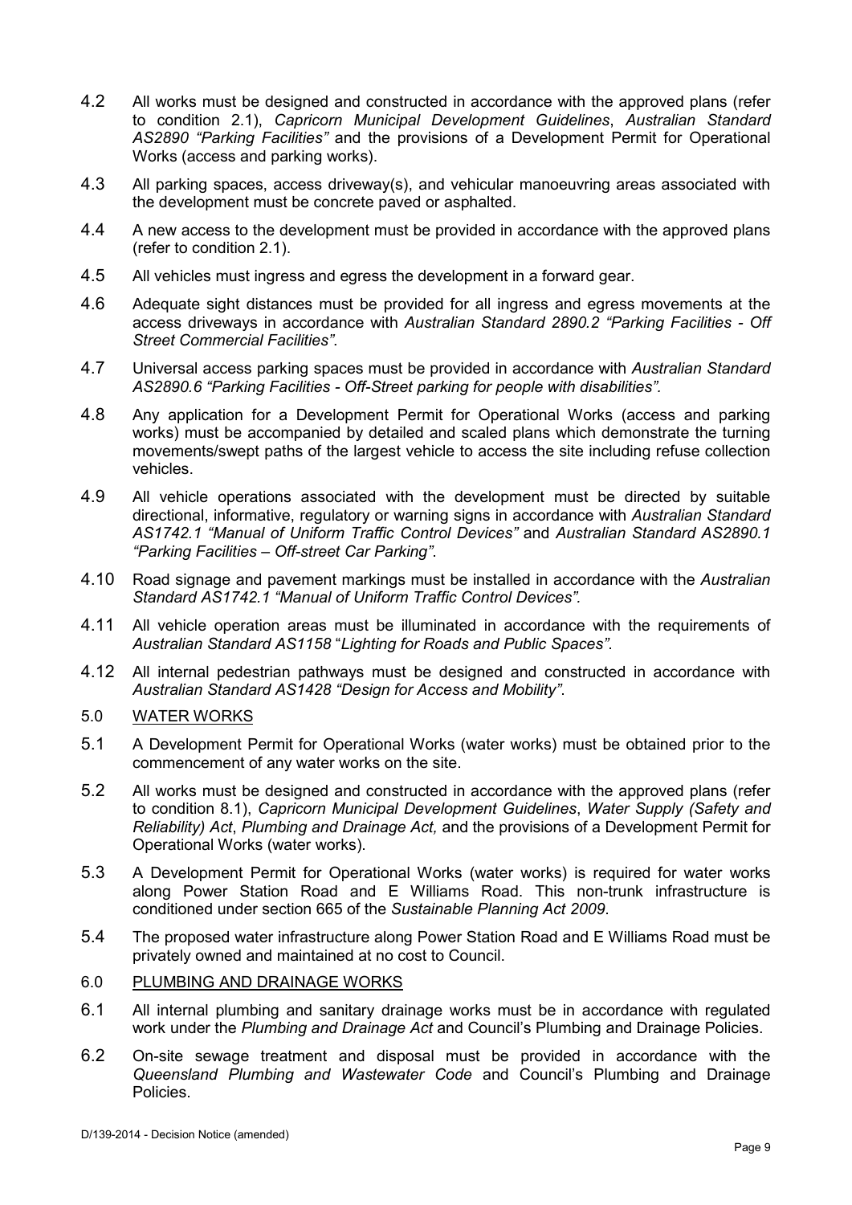4.2 All works must be designed and constructed in accordance with the approved plans (refer to condition 2.1), *Capricorn Municipal Development Guidelines*, *Australian Standard AS2890 "Parking Facilities"* and the provisions of a Development Permit for Operational Works (access and parking works).

4.3 All parking spaces, access driveway(s), and vehicular manoeuvring areas associated with the development must be concrete paved or asphalted.

4.4 A new access to the development must be provided in accordance with the approved plans (refer to condition 2.1).

4.5 All vehicles must ingress and egress the development in a forward gear.

4.6 Adequate sight distances must be provided for all ingress and egress movements at the access driveways in accordance with *Australian Standard 2890.2 "Parking Facilities - Off Street Commercial Facilities"*.

4.7 Universal access parking spaces must be provided in accordance with *Australian Standard AS2890.6 "Parking Facilities - Off-Street parking for people with disabilities"*.

4.8 Any application for a Development Permit for Operational Works (access and parking works) must be accompanied by detailed and scaled plans which demonstrate the turning movements/swept paths of the largest vehicle to access the site including refuse collection vehicles.

4.9 All vehicle operations associated with the development must be directed by suitable directional, informative, regulatory or warning signs in accordance with *Australian Standard AS1742.1 "Manual of Uniform Traffic Control Devices"* and *Australian Standard AS2890.1 "Parking Facilities – Off-street Car Parking"*.

4.10 Road signage and pavement markings must be installed in accordance with the *Australian Standard AS1742.1 "Manual of Uniform Traffic Control Devices"*.

4.11 All vehicle operation areas must be illuminated in accordance with the requirements of *Australian Standard AS1158 "Lighting for Roads and Public Spaces"*.

4.12 All internal pedestrian pathways must be designed and constructed in accordance with *Australian Standard AS1428 "Design for Access and Mobility"*.

## 5.0 WATER WORKS

5.1 A Development Permit for Operational Works (water works) must be obtained prior to the commencement of any water works on the site.

5.2 All works must be designed and constructed in accordance with the approved plans (refer to condition 8.1), *Capricorn Municipal Development Guidelines*, *Water Supply (Safety and Reliability) Act*, *Plumbing and Drainage Act,* and the provisions of a Development Permit for Operational Works (water works).

5.3 A Development Permit for Operational Works (water works) is required for water works along Power Station Road and E Williams Road. This non-trunk infrastructure is conditioned under section 665 of the *Sustainable Planning Act 2009*.

5.4 The proposed water infrastructure along Power Station Road and E Williams Road must be privately owned and maintained at no cost to Council.

## 6.0 PLUMBING AND DRAINAGE WORKS

6.1 All internal plumbing and sanitary drainage works must be in accordance with regulated work under the *Plumbing and Drainage Act* and Council's Plumbing and Drainage Policies.

6.2 On-site sewage treatment and disposal must be provided in accordance with the *Queensland Plumbing and Wastewater Code* and Council's Plumbing and Drainage Policies.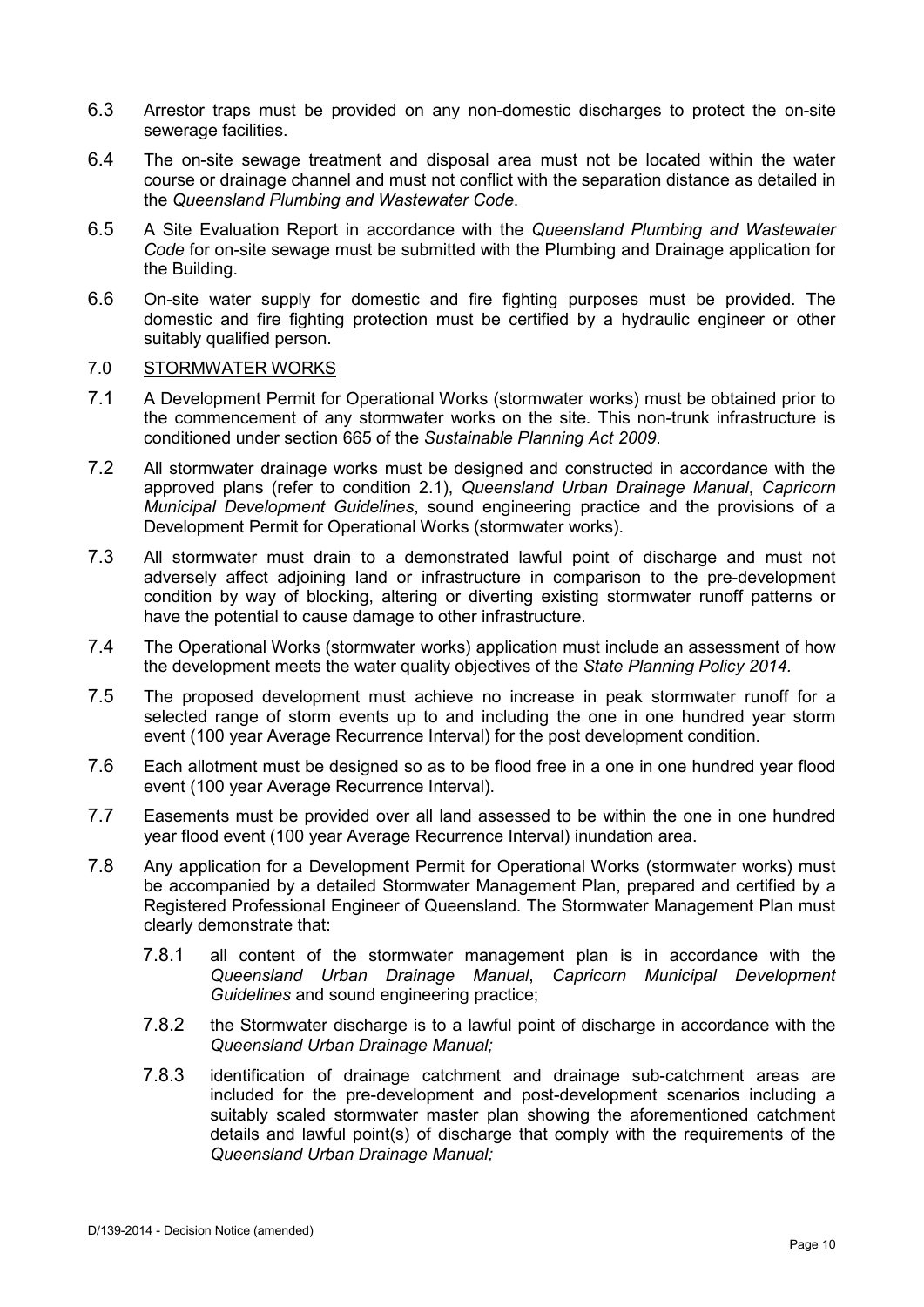6.3 Arrestor traps must be provided on any non-domestic discharges to protect the on-site sewerage facilities.

6.4 The on-site sewage treatment and disposal area must not be located within the water course or drainage channel and must not conflict with the separation distance as detailed in the *Queensland Plumbing and Wastewater Code*.

6.5 A Site Evaluation Report in accordance with the *Queensland Plumbing and Wastewater Code* for on-site sewage must be submitted with the Plumbing and Drainage application for the Building.

6.6 On-site water supply for domestic and fire fighting purposes must be provided. The domestic and fire fighting protection must be certified by a hydraulic engineer or other suitably qualified person.

7.0 STORMWATER WORKS

7.1 A Development Permit for Operational Works (stormwater works) must be obtained prior to the commencement of any stormwater works on the site. This non-trunk infrastructure is conditioned under section 665 of the *Sustainable Planning Act 2009*.

7.2 All stormwater drainage works must be designed and constructed in accordance with the approved plans (refer to condition 2.1), *Queensland Urban Drainage Manual*, *Capricorn Municipal Development Guidelines*, sound engineering practice and the provisions of a Development Permit for Operational Works (stormwater works).

7.3 All stormwater must drain to a demonstrated lawful point of discharge and must not adversely affect adjoining land or infrastructure in comparison to the pre-development condition by way of blocking, altering or diverting existing stormwater runoff patterns or have the potential to cause damage to other infrastructure.

7.4 The Operational Works (stormwater works) application must include an assessment of how the development meets the water quality objectives of the *State Planning Policy 2014*.

7.5 The proposed development must achieve no increase in peak stormwater runoff for a selected range of storm events up to and including the one in one hundred year storm event (100 year Average Recurrence Interval) for the post development condition.

7.6 Each allotment must be designed so as to be flood free in a one in one hundred year flood event (100 year Average Recurrence Interval).

7.7 Easements must be provided over all land assessed to be within the one in one hundred year flood event (100 year Average Recurrence Interval) inundation area.

7.8 Any application for a Development Permit for Operational Works (stormwater works) must be accompanied by a detailed Stormwater Management Plan, prepared and certified by a Registered Professional Engineer of Queensland. The Stormwater Management Plan must clearly demonstrate that:

7.8.1 all content of the stormwater management plan is in accordance with the *Queensland Urban Drainage Manual*, *Capricorn Municipal Development Guidelines* and sound engineering practice;

7.8.2 the Stormwater discharge is to a lawful point of discharge in accordance with the *Queensland Urban Drainage Manual;*

7.8.3 identification of drainage catchment and drainage sub-catchment areas are included for the pre-development and post-development scenarios including a suitably scaled stormwater master plan showing the aforementioned catchment details and lawful point(s) of discharge that comply with the requirements of the *Queensland Urban Drainage Manual;*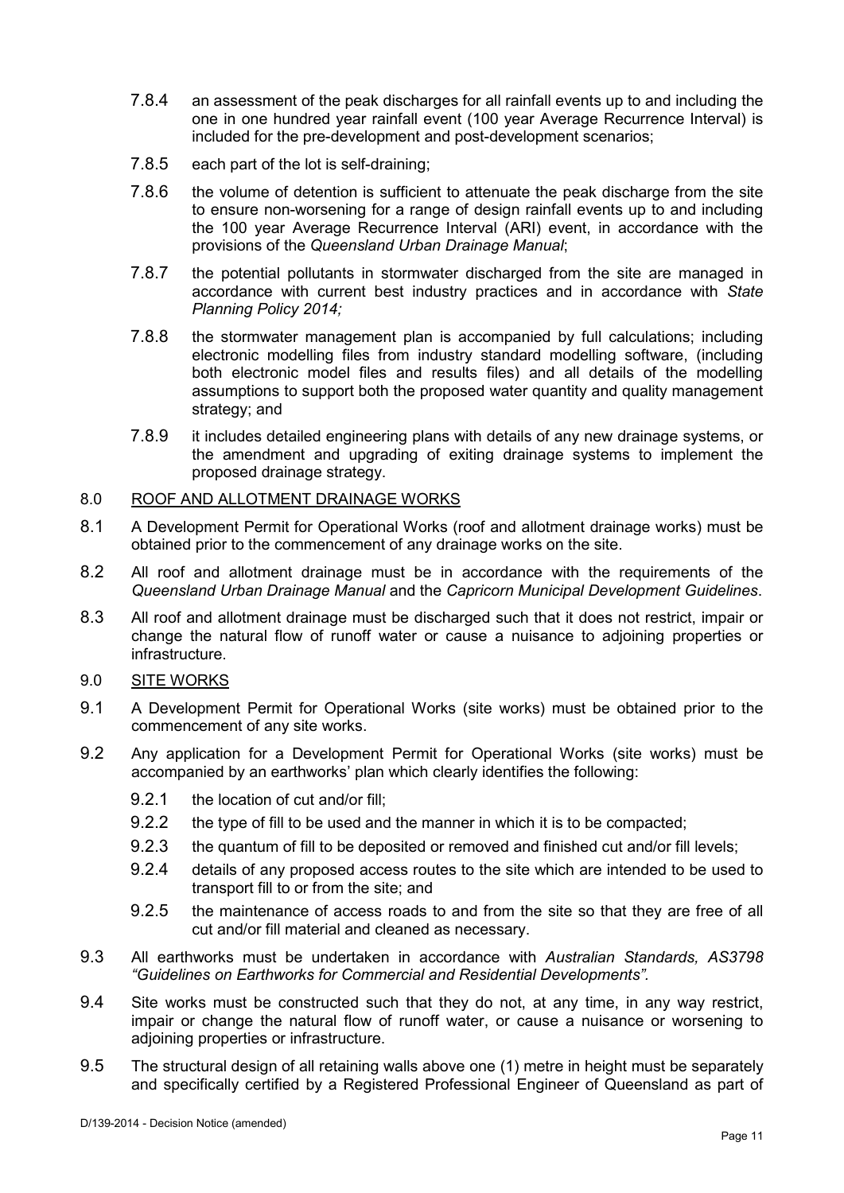7.8.4 an assessment of the peak discharges for all rainfall events up to and including the one in one hundred year rainfall event (100 year Average Recurrence Interval) is included for the pre-development and post-development scenarios;

7.8.5 each part of the lot is self-draining;

7.8.6 the volume of detention is sufficient to attenuate the peak discharge from the site to ensure non-worsening for a range of design rainfall events up to and including the 100 year Average Recurrence Interval (ARI) event, in accordance with the provisions of the *Queensland Urban Drainage Manual*;

7.8.7 the potential pollutants in stormwater discharged from the site are managed in accordance with current best industry practices and in accordance with *State Planning Policy 2014;*

7.8.8 the stormwater management plan is accompanied by full calculations; including electronic modelling files from industry standard modelling software, (including both electronic model files and results files) and all details of the modelling assumptions to support both the proposed water quantity and quality management strategy; and

7.8.9 it includes detailed engineering plans with details of any new drainage systems, or the amendment and upgrading of exiting drainage systems to implement the proposed drainage strategy.

## 8.0 ROOF AND ALLOTMENT DRAINAGE WORKS

8.1 A Development Permit for Operational Works (roof and allotment drainage works) must be obtained prior to the commencement of any drainage works on the site.

8.2 All roof and allotment drainage must be in accordance with the requirements of the *Queensland Urban Drainage Manual* and the *Capricorn Municipal Development Guidelines*.

8.3 All roof and allotment drainage must be discharged such that it does not restrict, impair or change the natural flow of runoff water or cause a nuisance to adjoining properties or infrastructure.

## 9.0 SITE WORKS

9.1 A Development Permit for Operational Works (site works) must be obtained prior to the commencement of any site works.

9.2 Any application for a Development Permit for Operational Works (site works) must be accompanied by an earthworks' plan which clearly identifies the following:

9.2.1 the location of cut and/or fill;

9.2.2 the type of fill to be used and the manner in which it is to be compacted;

9.2.3 the quantum of fill to be deposited or removed and finished cut and/or fill levels;

9.2.4 details of any proposed access routes to the site which are intended to be used to transport fill to or from the site; and

9.2.5 the maintenance of access roads to and from the site so that they are free of all cut and/or fill material and cleaned as necessary.

9.3 All earthworks must be undertaken in accordance with *Australian Standards, AS3798 "Guidelines on Earthworks for Commercial and Residential Developments"*.

9.4 Site works must be constructed such that they do not, at any time, in any way restrict, impair or change the natural flow of runoff water, or cause a nuisance or worsening to adjoining properties or infrastructure.

9.5 The structural design of all retaining walls above one (1) metre in height must be separately and specifically certified by a Registered Professional Engineer of Queensland as part of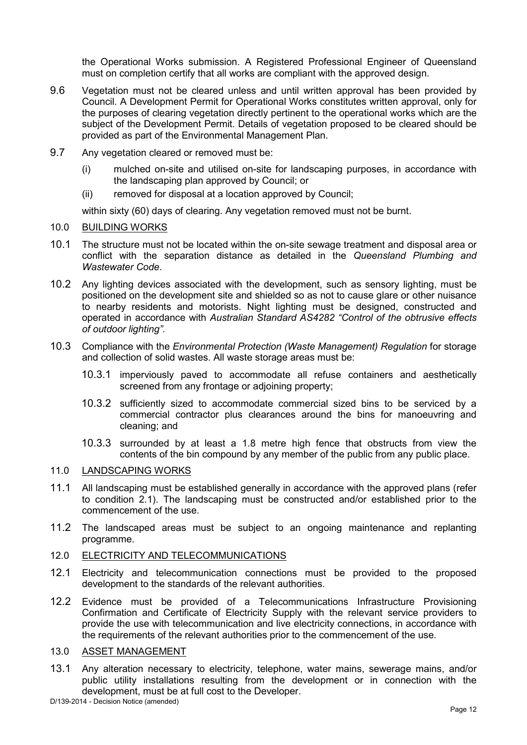the Operational Works submission. A Registered Professional Engineer of Queensland must on completion certify that all works are compliant with the approved design.

9.6 Vegetation must not be cleared unless and until written approval has been provided by Council. A Development Permit for Operational Works constitutes written approval, only for the purposes of clearing vegetation directly pertinent to the operational works which are the subject of the Development Permit. Details of vegetation proposed to be cleared should be provided as part of the Environmental Management Plan.

9.7 Any vegetation cleared or removed must be:

(i) mulched on-site and utilised on-site for landscaping purposes, in accordance with the landscaping plan approved by Council; or

(ii) removed for disposal at a location approved by Council;

within sixty (60) days of clearing. Any vegetation removed must not be burnt.

10.0 BUILDING WORKS

10.1 The structure must not be located within the on-site sewage treatment and disposal area or conflict with the separation distance as detailed in the *Queensland Plumbing and Wastewater Code*.

10.2 Any lighting devices associated with the development, such as sensory lighting, must be positioned on the development site and shielded so as not to cause glare or other nuisance to nearby residents and motorists. Night lighting must be designed, constructed and operated in accordance with *Australian Standard AS4282 "Control of the obtrusive effects of outdoor lighting"*.

10.3 Compliance with the *Environmental Protection (Waste Management) Regulation* for storage and collection of solid wastes. All waste storage areas must be:

10.3.1 imperviously paved to accommodate all refuse containers and aesthetically screened from any frontage or adjoining property;

10.3.2 sufficiently sized to accommodate commercial sized bins to be serviced by a commercial contractor plus clearances around the bins for manoeuvring and cleaning; and

10.3.3 surrounded by at least a 1.8 metre high fence that obstructs from view the contents of the bin compound by any member of the public from any public place.

11.0 LANDSCAPING WORKS

11.1 All landscaping must be established generally in accordance with the approved plans (refer to condition 2.1). The landscaping must be constructed and/or established prior to the commencement of the use.

11.2 The landscaped areas must be subject to an ongoing maintenance and replanting programme.

12.0 ELECTRICITY AND TELECOMMUNICATIONS

12.1 Electricity and telecommunication connections must be provided to the proposed development to the standards of the relevant authorities.

12.2 Evidence must be provided of a Telecommunications Infrastructure Provisioning Confirmation and Certificate of Electricity Supply with the relevant service providers to provide the use with telecommunication and live electricity connections, in accordance with the requirements of the relevant authorities prior to the commencement of the use.

13.0 ASSET MANAGEMENT

13.1 Any alteration necessary to electricity, telephone, water mains, sewerage mains, and/or public utility installations resulting from the development or in connection with the development, must be at full cost to the Developer.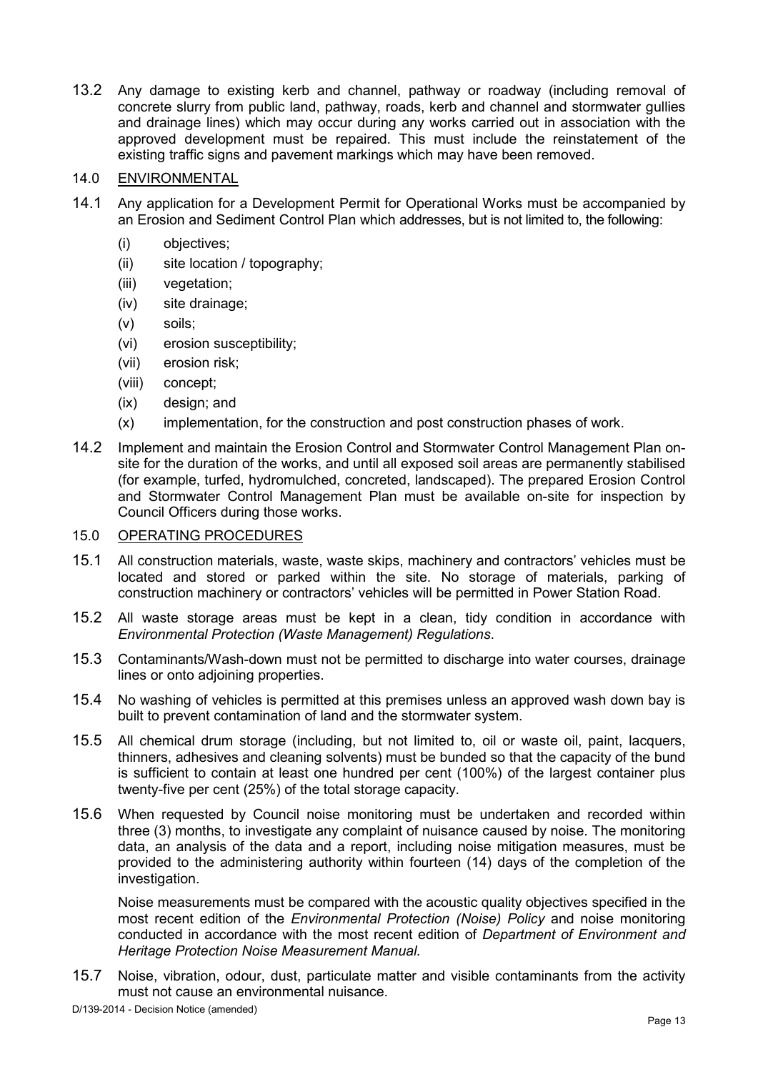13.2 Any damage to existing kerb and channel, pathway or roadway (including removal of concrete slurry from public land, pathway, roads, kerb and channel and stormwater gullies and drainage lines) which may occur during any works carried out in association with the approved development must be repaired. This must include the reinstatement of the existing traffic signs and pavement markings which may have been removed.

## 14.0 ENVIRONMENTAL

14.1 Any application for a Development Permit for Operational Works must be accompanied by an Erosion and Sediment Control Plan which addresses, but is not limited to, the following:

- (i) objectives;
- (ii) site location / topography;
- (iii) vegetation;
- (iv) site drainage;
- (v) soils;
- (vi) erosion susceptibility;
- (vii) erosion risk;
- (viii) concept;
- (ix) design; and
- (x) implementation, for the construction and post construction phases of work.

14.2 Implement and maintain the Erosion Control and Stormwater Control Management Plan on-site for the duration of the works, and until all exposed soil areas are permanently stabilised (for example, turfed, hydromulched, concreted, landscaped). The prepared Erosion Control and Stormwater Control Management Plan must be available on-site for inspection by Council Officers during those works.

## 15.0 OPERATING PROCEDURES

15.1 All construction materials, waste, waste skips, machinery and contractors' vehicles must be located and stored or parked within the site. No storage of materials, parking of construction machinery or contractors' vehicles will be permitted in Power Station Road.

15.2 All waste storage areas must be kept in a clean, tidy condition in accordance with *Environmental Protection (Waste Management) Regulations*.

15.3 Contaminants/Wash-down must not be permitted to discharge into water courses, drainage lines or onto adjoining properties.

15.4 No washing of vehicles is permitted at this premises unless an approved wash down bay is built to prevent contamination of land and the stormwater system.

15.5 All chemical drum storage (including, but not limited to, oil or waste oil, paint, lacquers, thinners, adhesives and cleaning solvents) must be bunded so that the capacity of the bund is sufficient to contain at least one hundred per cent (100%) of the largest container plus twenty-five per cent (25%) of the total storage capacity.

15.6 When requested by Council noise monitoring must be undertaken and recorded within three (3) months, to investigate any complaint of nuisance caused by noise. The monitoring data, an analysis of the data and a report, including noise mitigation measures, must be provided to the administering authority within fourteen (14) days of the completion of the investigation.

Noise measurements must be compared with the acoustic quality objectives specified in the most recent edition of the *Environmental Protection (Noise) Policy* and noise monitoring conducted in accordance with the most recent edition of *Department of Environment and Heritage Protection Noise Measurement Manual.*

15.7 Noise, vibration, odour, dust, particulate matter and visible contaminants from the activity must not cause an environmental nuisance.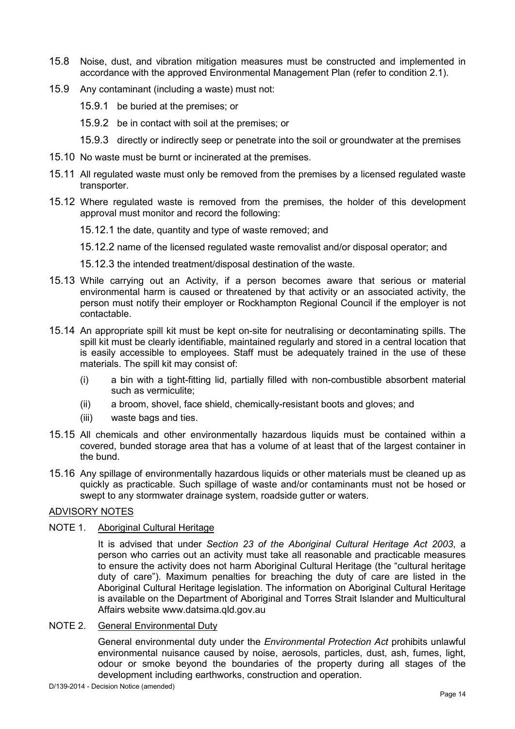15.8 Noise, dust, and vibration mitigation measures must be constructed and implemented in accordance with the approved Environmental Management Plan (refer to condition 2.1).

15.9 Any contaminant (including a waste) must not:

 15.9.1 be buried at the premises; or

 15.9.2 be in contact with soil at the premises; or

 15.9.3 directly or indirectly seep or penetrate into the soil or groundwater at the premises

15.10 No waste must be burnt or incinerated at the premises.

15.11 All regulated waste must only be removed from the premises by a licensed regulated waste transporter.

15.12 Where regulated waste is removed from the premises, the holder of this development approval must monitor and record the following:

 15.12.1 the date, quantity and type of waste removed; and

 15.12.2 name of the licensed regulated waste removalist and/or disposal operator; and

 15.12.3 the intended treatment/disposal destination of the waste.

15.13 While carrying out an Activity, if a person becomes aware that serious or material environmental harm is caused or threatened by that activity or an associated activity, the person must notify their employer or Rockhampton Regional Council if the employer is not contactable.

15.14 An appropriate spill kit must be kept on-site for neutralising or decontaminating spills. The spill kit must be clearly identifiable, maintained regularly and stored in a central location that is easily accessible to employees. Staff must be adequately trained in the use of these materials. The spill kit may consist of:

 (i) a bin with a tight-fitting lid, partially filled with non-combustible absorbent material such as vermiculite;

 (ii) a broom, shovel, face shield, chemically-resistant boots and gloves; and

 (iii) waste bags and ties.

15.15 All chemicals and other environmentally hazardous liquids must be contained within a covered, bunded storage area that has a volume of at least that of the largest container in the bund.

15.16 Any spillage of environmentally hazardous liquids or other materials must be cleaned up as quickly as practicable. Such spillage of waste and/or contaminants must not be hosed or swept to any stormwater drainage system, roadside gutter or waters.

## ADVISORY NOTES

NOTE 1. Aboriginal Cultural Heritage

It is advised that under *Section 23 of the Aboriginal Cultural Heritage Act 2003*, a person who carries out an activity must take all reasonable and practicable measures to ensure the activity does not harm Aboriginal Cultural Heritage (the "cultural heritage duty of care"). Maximum penalties for breaching the duty of care are listed in the Aboriginal Cultural Heritage legislation. The information on Aboriginal Cultural Heritage is available on the Department of Aboriginal and Torres Strait Islander and Multicultural Affairs website www.datsima.qld.gov.au

NOTE 2. General Environmental Duty

General environmental duty under the *Environmental Protection Act* prohibits unlawful environmental nuisance caused by noise, aerosols, particles, dust, ash, fumes, light, odour or smoke beyond the boundaries of the property during all stages of the development including earthworks, construction and operation.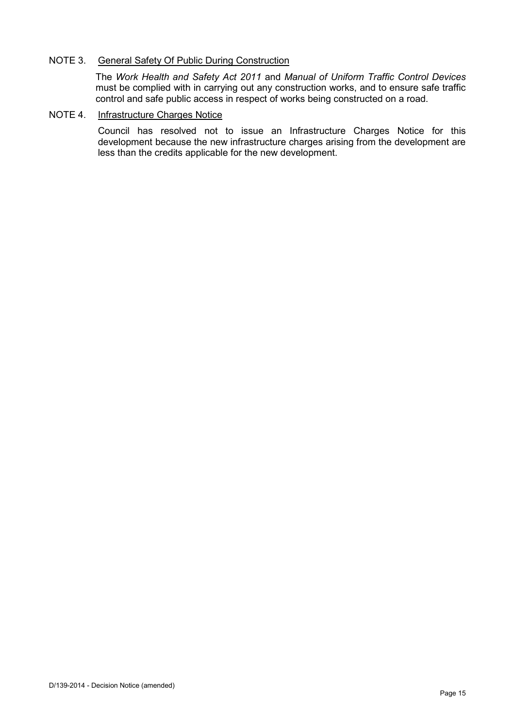NOTE 3. General Safety Of Public During Construction

The *Work Health and Safety Act 2011* and *Manual of Uniform Traffic Control Devices* must be complied with in carrying out any construction works, and to ensure safe traffic control and safe public access in respect of works being constructed on a road.

NOTE 4. Infrastructure Charges Notice

Council has resolved not to issue an Infrastructure Charges Notice for this development because the new infrastructure charges arising from the development are less than the credits applicable for the new development.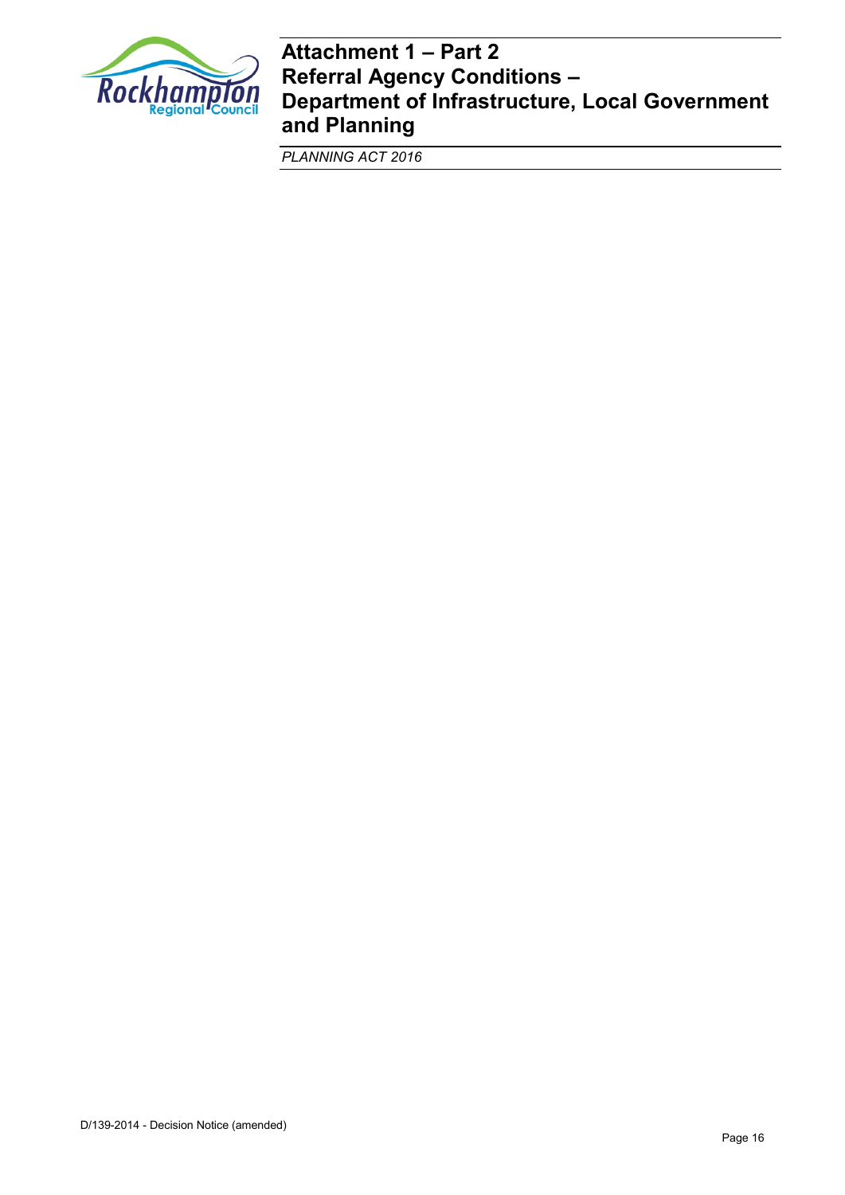# Attachment 1 – Part 2
# Referral Agency Conditions – Department of Infrastructure, Local Government and Planning

*PLANNING ACT 2016*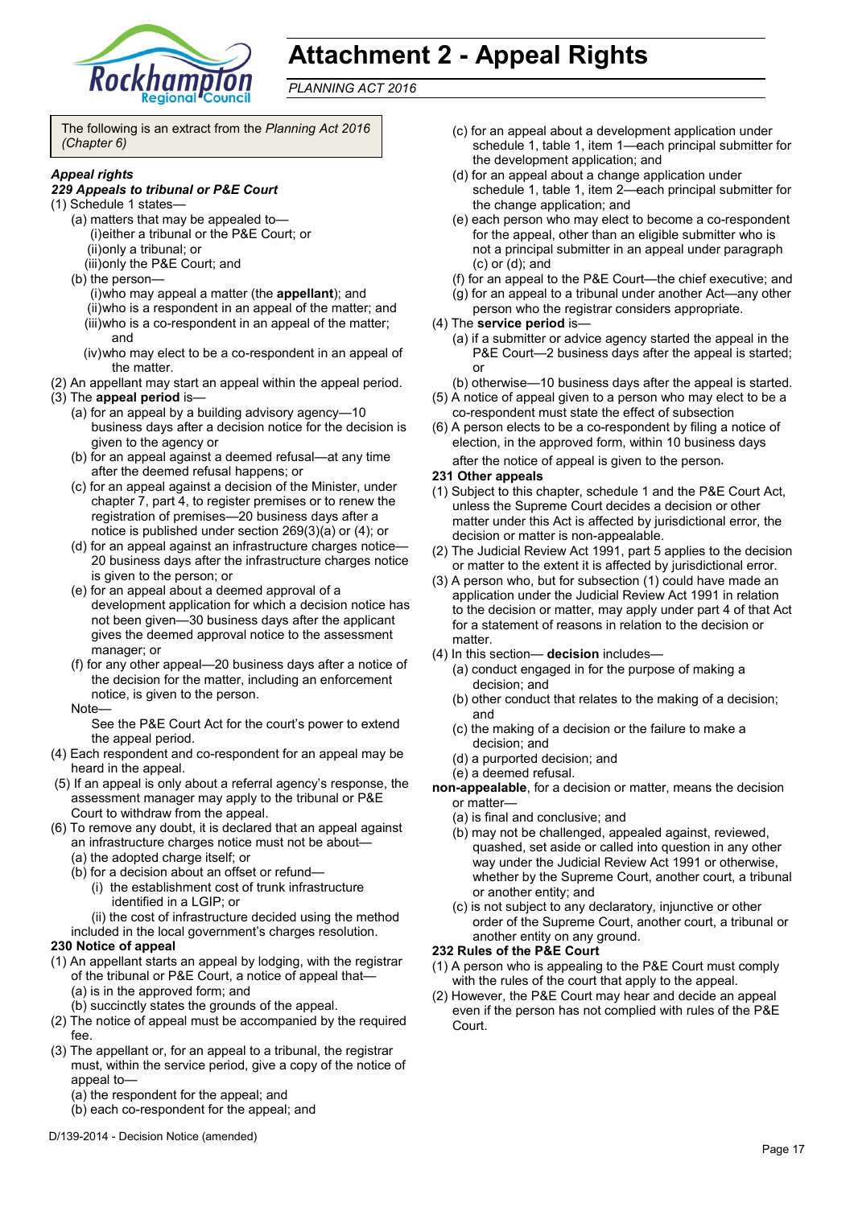# Attachment 2 - Appeal Rights

*PLANNING ACT 2016*

The following is an extract from the *Planning Act 2016 (Chapter 6)*

***Appeal rights***

***229 Appeals to tribunal or P&E Court***

(1) Schedule 1 states—

- (a) matters that may be appealed to—
  - (i) either a tribunal or the P&E Court; or
  - (ii) only a tribunal; or
  - (iii) only the P&E Court; and
- (b) the person—
  - (i) who may appeal a matter (the **appellant**); and
  - (ii) who is a respondent in an appeal of the matter; and
  - (iii) who is a co-respondent in an appeal of the matter; and
  - (iv) who may elect to be a co-respondent in an appeal of the matter.

(2) An appellant may start an appeal within the appeal period.

(3) The **appeal period** is—

- (a) for an appeal by a building advisory agency—10 business days after a decision notice for the decision is given to the agency or
- (b) for an appeal against a deemed refusal—at any time after the deemed refusal happens; or
- (c) for an appeal against a decision of the Minister, under chapter 7, part 4, to register premises or to renew the registration of premises—20 business days after a notice is published under section 269(3)(a) or (4); or
- (d) for an appeal against an infrastructure charges notice—20 business days after the infrastructure charges notice is given to the person; or
- (e) for an appeal about a deemed approval of a development application for which a decision notice has not been given—30 business days after the applicant gives the deemed approval notice to the assessment manager; or
- (f) for any other appeal—20 business days after a notice of the decision for the matter, including an enforcement notice, is given to the person.

Note—

See the P&E Court Act for the court's power to extend the appeal period.

(4) Each respondent and co-respondent for an appeal may be heard in the appeal.

(5) If an appeal is only about a referral agency's response, the assessment manager may apply to the tribunal or P&E Court to withdraw from the appeal.

(6) To remove any doubt, it is declared that an appeal against an infrastructure charges notice must not be about—

- (a) the adopted charge itself; or
- (b) for a decision about an offset or refund—
  - (i) the establishment cost of trunk infrastructure identified in a LGIP; or
  - (ii) the cost of infrastructure decided using the method included in the local government's charges resolution.

**230 Notice of appeal**

(1) An appellant starts an appeal by lodging, with the registrar of the tribunal or P&E Court, a notice of appeal that—

- (a) is in the approved form; and
- (b) succinctly states the grounds of the appeal.

(2) The notice of appeal must be accompanied by the required fee.

(3) The appellant or, for an appeal to a tribunal, the registrar must, within the service period, give a copy of the notice of appeal to—

- (a) the respondent for the appeal; and
- (b) each co-respondent for the appeal; and
- (c) for an appeal about a development application under schedule 1, table 1, item 1—each principal submitter for the development application; and
- (d) for an appeal about a change application under schedule 1, table 1, item 2—each principal submitter for the change application; and
- (e) each person who may elect to become a co-respondent for the appeal, other than an eligible submitter who is not a principal submitter in an appeal under paragraph (c) or (d); and
- (f) for an appeal to the P&E Court—the chief executive; and
- (g) for an appeal to a tribunal under another Act—any other person who the registrar considers appropriate.

(4) The **service period** is—

- (a) if a submitter or advice agency started the appeal in the P&E Court—2 business days after the appeal is started; or
- (b) otherwise—10 business days after the appeal is started.

(5) A notice of appeal given to a person who may elect to be a co-respondent must state the effect of subsection

(6) A person elects to be a co-respondent by filing a notice of election, in the approved form, within 10 business days after the notice of appeal is given to the person.

**231 Other appeals**

(1) Subject to this chapter, schedule 1 and the P&E Court Act, unless the Supreme Court decides a decision or other matter under this Act is affected by jurisdictional error, the decision or matter is non-appealable.

(2) The Judicial Review Act 1991, part 5 applies to the decision or matter to the extent it is affected by jurisdictional error.

(3) A person who, but for subsection (1) could have made an application under the Judicial Review Act 1991 in relation to the decision or matter, may apply under part 4 of that Act for a statement of reasons in relation to the decision or matter.

(4) In this section— **decision** includes—

- (a) conduct engaged in for the purpose of making a decision; and
- (b) other conduct that relates to the making of a decision; and
- (c) the making of a decision or the failure to make a decision; and
- (d) a purported decision; and
- (e) a deemed refusal.

**non-appealable**, for a decision or matter, means the decision or matter—

- (a) is final and conclusive; and
- (b) may not be challenged, appealed against, reviewed, quashed, set aside or called into question in any other way under the Judicial Review Act 1991 or otherwise, whether by the Supreme Court, another court, a tribunal or another entity; and
- (c) is not subject to any declaratory, injunctive or other order of the Supreme Court, another court, a tribunal or another entity on any ground.

**232 Rules of the P&E Court**

(1) A person who is appealing to the P&E Court must comply with the rules of the court that apply to the appeal.

(2) However, the P&E Court may hear and decide an appeal even if the person has not complied with rules of the P&E Court.

D/139-2014 - Decision Notice (amended)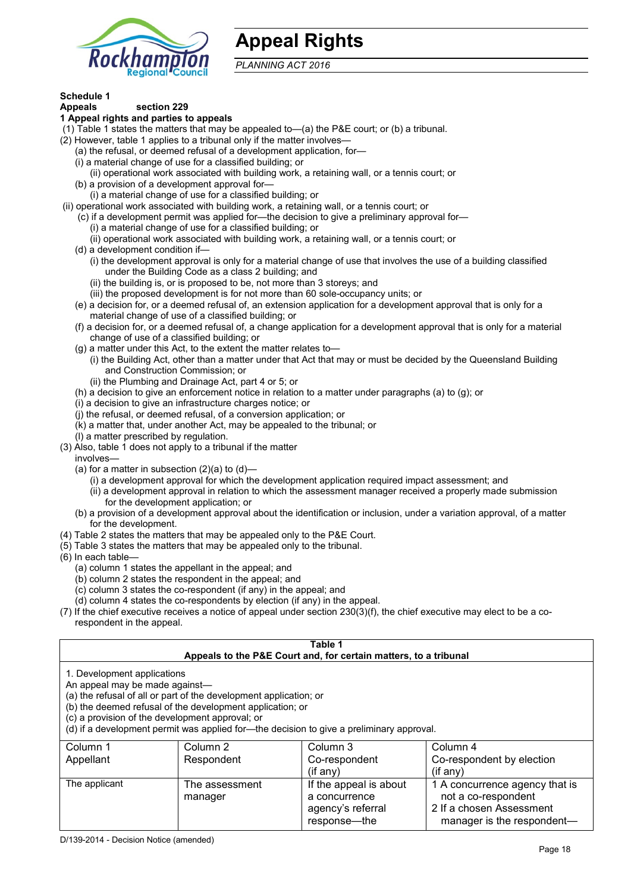# Appeal Rights

*PLANNING ACT 2016*

**Schedule 1**

**Appeals** section 229

**1 Appeal rights and parties to appeals**

(1) Table 1 states the matters that may be appealed to—(a) the P&E court; or (b) a tribunal.

(2) However, table 1 applies to a tribunal only if the matter involves—

(a) the refusal, or deemed refusal of a development application, for—

(i) a material change of use for a classified building; or

(ii) operational work associated with building work, a retaining wall, or a tennis court; or

(b) a provision of a development approval for—

(i) a material change of use for a classified building; or

(ii) operational work associated with building work, a retaining wall, or a tennis court; or

(c) if a development permit was applied for—the decision to give a preliminary approval for—

(i) a material change of use for a classified building; or

(ii) operational work associated with building work, a retaining wall, or a tennis court; or

(d) a development condition if—

(i) the development approval is only for a material change of use that involves the use of a building classified under the Building Code as a class 2 building; and

(ii) the building is, or is proposed to be, not more than 3 storeys; and

(iii) the proposed development is for not more than 60 sole-occupancy units; or

(e) a decision for, or a deemed refusal of, an extension application for a development approval that is only for a material change of use of a classified building; or

(f) a decision for, or a deemed refusal of, a change application for a development approval that is only for a material change of use of a classified building; or

(g) a matter under this Act, to the extent the matter relates to—

(i) the Building Act, other than a matter under that Act that may or must be decided by the Queensland Building and Construction Commission; or

(ii) the Plumbing and Drainage Act, part 4 or 5; or

(h) a decision to give an enforcement notice in relation to a matter under paragraphs (a) to (g); or

(i) a decision to give an infrastructure charges notice; or

(j) the refusal, or deemed refusal, of a conversion application; or

(k) a matter that, under another Act, may be appealed to the tribunal; or

(l) a matter prescribed by regulation.

(3) Also, table 1 does not apply to a tribunal if the matter involves—

(a) for a matter in subsection (2)(a) to (d)—

(i) a development approval for which the development application required impact assessment; and

(ii) a development approval in relation to which the assessment manager received a properly made submission for the development application; or

(b) a provision of a development approval about the identification or inclusion, under a variation approval, of a matter for the development.

(4) Table 2 states the matters that may be appealed only to the P&E Court.

(5) Table 3 states the matters that may be appealed only to the tribunal.

(6) In each table—

(a) column 1 states the appellant in the appeal; and

(b) column 2 states the respondent in the appeal; and

(c) column 3 states the co-respondent (if any) in the appeal; and

(d) column 4 states the co-respondents by election (if any) in the appeal.

(7) If the chief executive receives a notice of appeal under section 230(3)(f), the chief executive may elect to be a co-respondent in the appeal.

**Table 1**
**Appeals to the P&E Court and, for certain matters, to a tribunal**

1. Development applications
An appeal may be made against—
(a) the refusal of all or part of the development application; or
(b) the deemed refusal of the development application; or
(c) a provision of the development approval; or
(d) if a development permit was applied for—the decision to give a preliminary approval.

| Column 1 Appellant | Column 2 Respondent | Column 3 Co-respondent (if any) | Column 4 Co-respondent by election (if any) |
|---|---|---|---|
| The applicant | The assessment manager | If the appeal is about a concurrence agency's referral response—the | 1 A concurrence agency that is not a co-respondent<br>2 If a chosen Assessment manager is the respondent— |

D/139-2014 - Decision Notice (amended)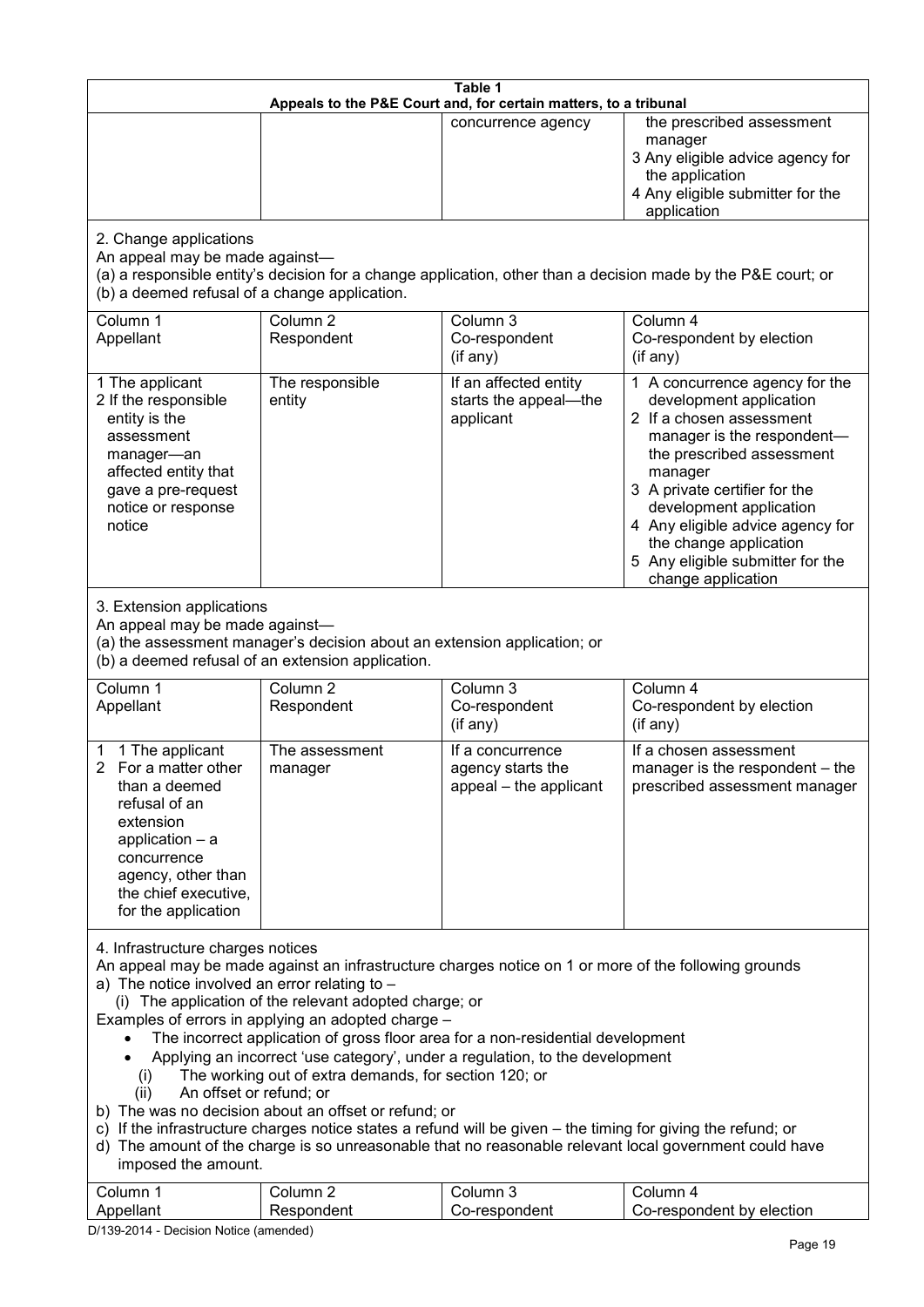**Table 1**
**Appeals to the P&E Court and, for certain matters, to a tribunal**

| | | | |
|---|---|---|---|
| | | concurrence agency | the prescribed assessment manager<br>3 Any eligible advice agency for the application<br>4 Any eligible submitter for the application |

2. Change applications

An appeal may be made against—

(a) a responsible entity's decision for a change application, other than a decision made by the P&E court; or

(b) a deemed refusal of a change application.

| Column 1<br>Appellant | Column 2<br>Respondent | Column 3<br>Co-respondent<br>(if any) | Column 4<br>Co-respondent by election<br>(if any) |
|---|---|---|---|
| 1 The applicant<br>2 If the responsible entity is the assessment manager—an affected entity that gave a pre-request notice or response notice | The responsible entity | If an affected entity starts the appeal—the applicant | 1 A concurrence agency for the development application<br>2 If a chosen assessment manager is the respondent—the prescribed assessment manager<br>3 A private certifier for the development application<br>4 Any eligible advice agency for the change application<br>5 Any eligible submitter for the change application |

3. Extension applications

An appeal may be made against—

(a) the assessment manager's decision about an extension application; or

(b) a deemed refusal of an extension application.

| Column 1<br>Appellant | Column 2<br>Respondent | Column 3<br>Co-respondent<br>(if any) | Column 4<br>Co-respondent by election<br>(if any) |
|---|---|---|---|
| 1 1 The applicant<br>2 For a matter other than a deemed refusal of an extension application – a concurrence agency, other than the chief executive, for the application | The assessment manager | If a concurrence agency starts the appeal – the applicant | If a chosen assessment manager is the respondent – the prescribed assessment manager |

4. Infrastructure charges notices

An appeal may be made against an infrastructure charges notice on 1 or more of the following grounds

a) The notice involved an error relating to –

(i) The application of the relevant adopted charge; or

Examples of errors in applying an adopted charge –

- The incorrect application of gross floor area for a non-residential development
- Applying an incorrect 'use category', under a regulation, to the development

(i) The working out of extra demands, for section 120; or

(ii) An offset or refund; or

b) The was no decision about an offset or refund; or

c) If the infrastructure charges notice states a refund will be given – the timing for giving the refund; or

d) The amount of the charge is so unreasonable that no reasonable relevant local government could have imposed the amount.

| Column 1<br>Appellant | Column 2<br>Respondent | Column 3<br>Co-respondent | Column 4<br>Co-respondent by election |
|---|---|---|---|

D/139-2014 - Decision Notice (amended)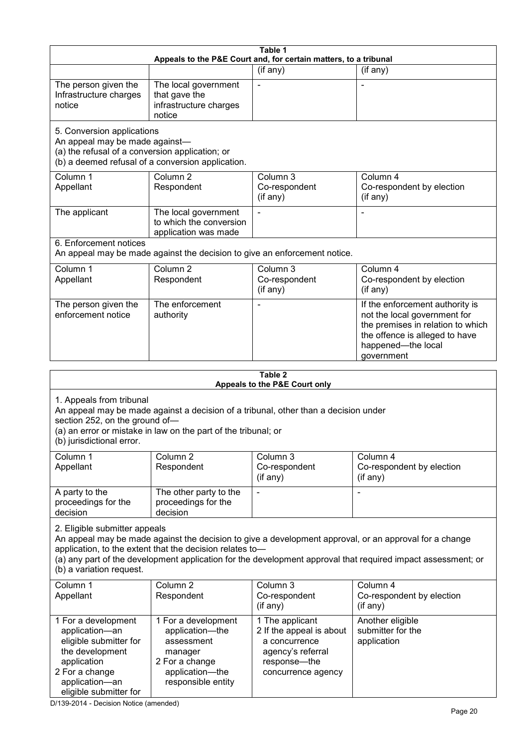**Table 1**
**Appeals to the P&E Court and, for certain matters, to a tribunal**

| | | (if any) | (if any) |
|---|---|---|---|
| The person given the Infrastructure charges notice | The local government that gave the infrastructure charges notice | - | - |

5. Conversion applications
An appeal may be made against—
(a) the refusal of a conversion application; or
(b) a deemed refusal of a conversion application.

| Column 1 Appellant | Column 2 Respondent | Column 3 Co-respondent (if any) | Column 4 Co-respondent by election (if any) |
|---|---|---|---|
| The applicant | The local government to which the conversion application was made | - | - |

6. Enforcement notices
An appeal may be made against the decision to give an enforcement notice.

| Column 1 Appellant | Column 2 Respondent | Column 3 Co-respondent (if any) | Column 4 Co-respondent by election (if any) |
|---|---|---|---|
| The person given the enforcement notice | The enforcement authority | - | If the enforcement authority is not the local government for the premises in relation to which the offence is alleged to have happened—the local government |

**Table 2**
**Appeals to the P&E Court only**

1. Appeals from tribunal
An appeal may be made against a decision of a tribunal, other than a decision under section 252, on the ground of—
(a) an error or mistake in law on the part of the tribunal; or
(b) jurisdictional error.

| Column 1 Appellant | Column 2 Respondent | Column 3 Co-respondent (if any) | Column 4 Co-respondent by election (if any) |
|---|---|---|---|
| A party to the proceedings for the decision | The other party to the proceedings for the decision | - | - |

2. Eligible submitter appeals
An appeal may be made against the decision to give a development approval, or an approval for a change application, to the extent that the decision relates to—
(a) any part of the development application for the development approval that required impact assessment; or
(b) a variation request.

| Column 1 Appellant | Column 2 Respondent | Column 3 Co-respondent (if any) | Column 4 Co-respondent by election (if any) |
|---|---|---|---|
| 1 For a development application—an eligible submitter for the development application<br>2 For a change application—an eligible submitter for | 1 For a development application—the assessment manager<br>2 For a change application—the responsible entity | 1 The applicant<br>2 If the appeal is about a concurrence agency's referral response—the concurrence agency | Another eligible submitter for the application |

D/139-2014 - Decision Notice (amended)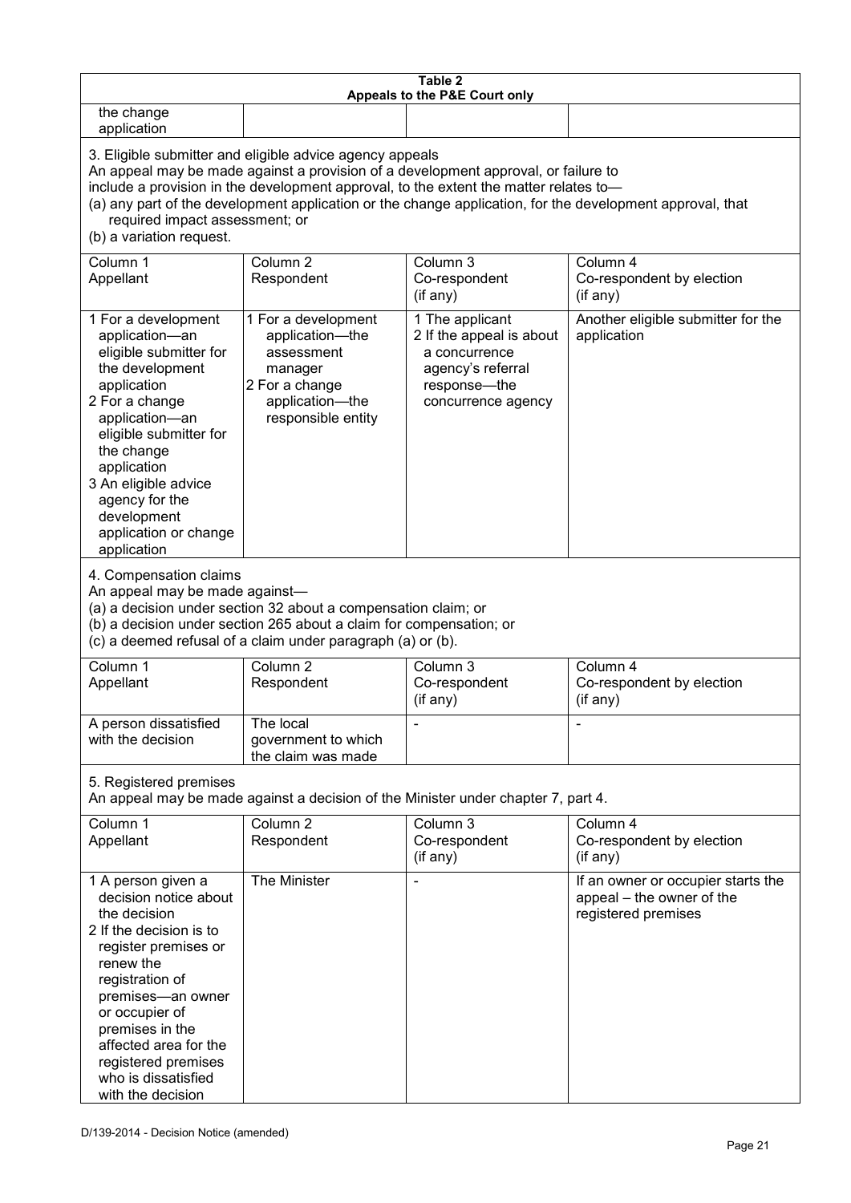**Table 2**
**Appeals to the P&E Court only**

| | | | |
|---|---|---|---|
| the change application | | | |

3. Eligible submitter and eligible advice agency appeals
An appeal may be made against a provision of a development approval, or failure to include a provision in the development approval, to the extent the matter relates to—
(a) any part of the development application or the change application, for the development approval, that required impact assessment; or
(b) a variation request.

| Column 1<br>Appellant | Column 2<br>Respondent | Column 3<br>Co-respondent<br>(if any) | Column 4<br>Co-respondent by election<br>(if any) |
|---|---|---|---|
| 1 For a development application—an eligible submitter for the development application<br>2 For a change application—an eligible submitter for the change application<br>3 An eligible advice agency for the development application or change application | 1 For a development application—the assessment manager<br>2 For a change application—the responsible entity | 1 The applicant<br>2 If the appeal is about a concurrence agency's referral response—the concurrence agency | Another eligible submitter for the application |

4. Compensation claims
An appeal may be made against—
(a) a decision under section 32 about a compensation claim; or
(b) a decision under section 265 about a claim for compensation; or
(c) a deemed refusal of a claim under paragraph (a) or (b).

| Column 1<br>Appellant | Column 2<br>Respondent | Column 3<br>Co-respondent<br>(if any) | Column 4<br>Co-respondent by election<br>(if any) |
|---|---|---|---|
| A person dissatisfied with the decision | The local government to which the claim was made | - | - |

5. Registered premises
An appeal may be made against a decision of the Minister under chapter 7, part 4.

| Column 1<br>Appellant | Column 2<br>Respondent | Column 3<br>Co-respondent<br>(if any) | Column 4<br>Co-respondent by election<br>(if any) |
|---|---|---|---|
| 1 A person given a decision notice about the decision<br>2 If the decision is to register premises or renew the registration of premises—an owner or occupier of premises in the affected area for the registered premises who is dissatisfied with the decision | The Minister | - | If an owner or occupier starts the appeal – the owner of the registered premises |

D/139-2014 - Decision Notice (amended)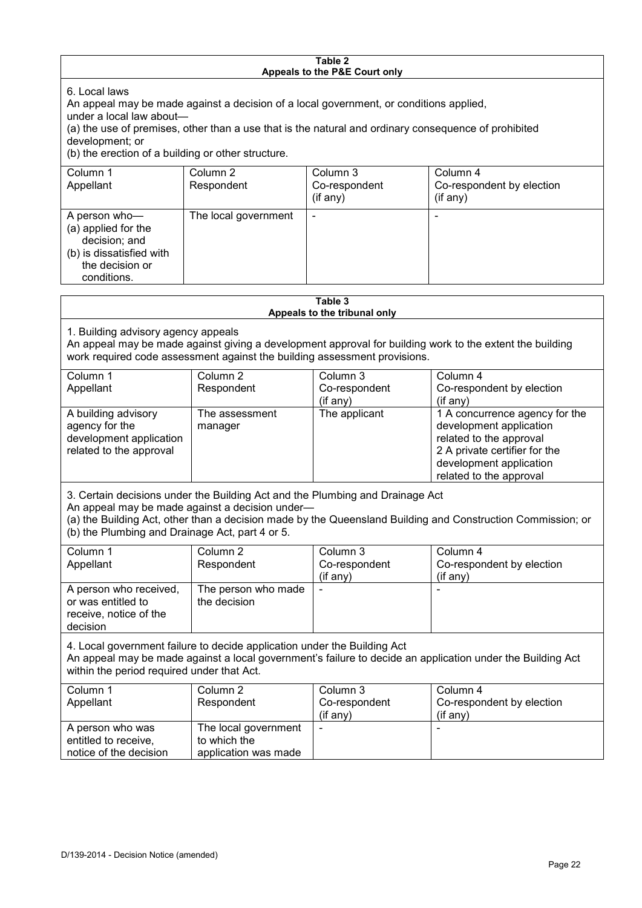**Table 2**
**Appeals to the P&E Court only**

6. Local laws

An appeal may be made against a decision of a local government, or conditions applied, under a local law about—

(a) the use of premises, other than a use that is the natural and ordinary consequence of prohibited development; or

(b) the erection of a building or other structure.

| Column 1<br>Appellant | Column 2<br>Respondent | Column 3<br>Co-respondent<br>(if any) | Column 4<br>Co-respondent by election<br>(if any) |
|---|---|---|---|
| A person who—<br>(a) applied for the decision; and<br>(b) is dissatisfied with the decision or conditions. | The local government | - | - |

**Table 3**
**Appeals to the tribunal only**

1. Building advisory agency appeals

An appeal may be made against giving a development approval for building work to the extent the building work required code assessment against the building assessment provisions.

| Column 1<br>Appellant | Column 2<br>Respondent | Column 3<br>Co-respondent<br>(if any) | Column 4<br>Co-respondent by election<br>(if any) |
|---|---|---|---|
| A building advisory agency for the development application related to the approval | The assessment manager | The applicant | 1 A concurrence agency for the development application related to the approval<br>2 A private certifier for the development application related to the approval |

3. Certain decisions under the Building Act and the Plumbing and Drainage Act

An appeal may be made against a decision under—

(a) the Building Act, other than a decision made by the Queensland Building and Construction Commission; or

(b) the Plumbing and Drainage Act, part 4 or 5.

| Column 1<br>Appellant | Column 2<br>Respondent | Column 3<br>Co-respondent<br>(if any) | Column 4<br>Co-respondent by election<br>(if any) |
|---|---|---|---|
| A person who received, or was entitled to receive, notice of the decision | The person who made the decision | - | - |

4. Local government failure to decide application under the Building Act

An appeal may be made against a local government's failure to decide an application under the Building Act within the period required under that Act.

| Column 1<br>Appellant | Column 2<br>Respondent | Column 3<br>Co-respondent<br>(if any) | Column 4<br>Co-respondent by election<br>(if any) |
|---|---|---|---|
| A person who was entitled to receive, notice of the decision | The local government to which the application was made | - | - |

D/139-2014 - Decision Notice (amended)